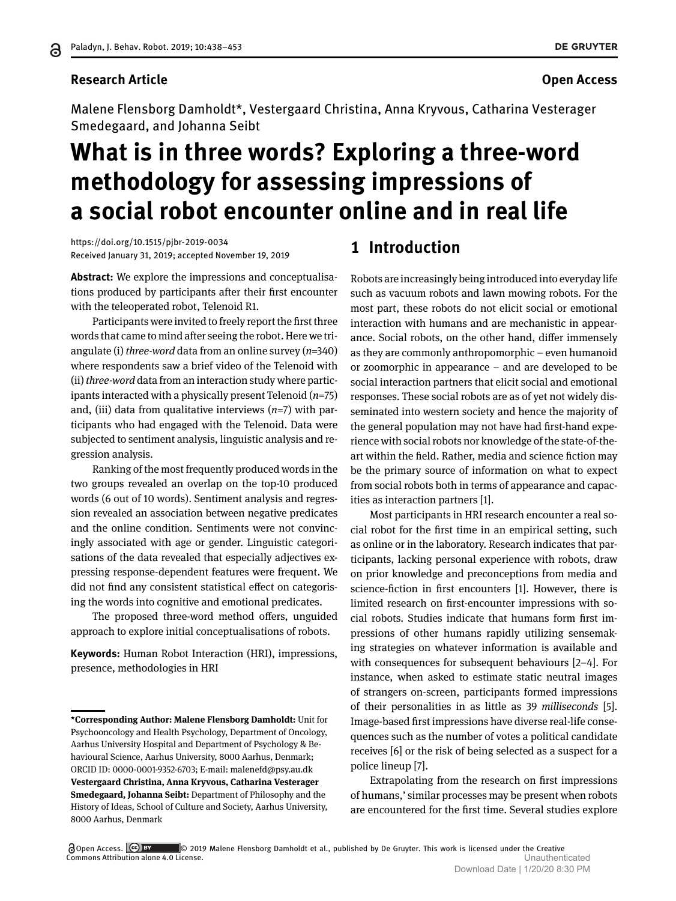**Research Article** **Open Access**

Malene Flensborg Damholdt*, Vestergaard Christina, Anna Kryvous, Catharina Vesterager Smedegaard, and Johanna Seibt

# What is in three words? Exploring a three-word methodology for assessing impressions of a social robot encounter online and in real life

https://doi.org/10.1515/pjbr-2019-0034
Received January 31, 2019; accepted November 19, 2019

**Abstract:** We explore the impressions and conceptualisations produced by participants after their first encounter with the teleoperated robot, Telenoid R1.

Participants were invited to freely report the first three words that came to mind after seeing the robot. Here we triangulate (i) *three-word* data from an online survey (*n*=340) where respondents saw a brief video of the Telenoid with (ii) *three-word* data from an interaction study where participants interacted with a physically present Telenoid (*n*=75) and, (iii) data from qualitative interviews (*n*=7) with participants who had engaged with the Telenoid. Data were subjected to sentiment analysis, linguistic analysis and regression analysis.

Ranking of the most frequently produced words in the two groups revealed an overlap on the top-10 produced words (6 out of 10 words). Sentiment analysis and regression revealed an association between negative predicates and the online condition. Sentiments were not convincingly associated with age or gender. Linguistic categorisations of the data revealed that especially adjectives expressing response-dependent features were frequent. We did not find any consistent statistical effect on categorising the words into cognitive and emotional predicates.

The proposed three-word method offers, unguided approach to explore initial conceptualisations of robots.

**Keywords:** Human Robot Interaction (HRI), impressions, presence, methodologies in HRI

**\*Corresponding Author: Malene Flensborg Damholdt:** Unit for Psychooncology and Health Psychology, Department of Oncology, Aarhus University Hospital and Department of Psychology & Behavioural Science, Aarhus University, 8000 Aarhus, Denmark; ORCID ID: 0000-0001-9352-6703; E-mail: malenefd@psy.au.dk
**Vestergaard Christina, Anna Kryvous, Catharina Vesterager Smedegaard, Johanna Seibt:** Department of Philosophy and the History of Ideas, School of Culture and Society, Aarhus University, 8000 Aarhus, Denmark

## 1 Introduction

Robots are increasingly being introduced into everyday life such as vacuum robots and lawn mowing robots. For the most part, these robots do not elicit social or emotional interaction with humans and are mechanistic in appearance. Social robots, on the other hand, differ immensely as they are commonly anthropomorphic – even humanoid or zoomorphic in appearance – and are developed to be social interaction partners that elicit social and emotional responses. These social robots are as of yet not widely disseminated into western society and hence the majority of the general population may not have had first-hand experience with social robots nor knowledge of the state-of-the-art within the field. Rather, media and science fiction may be the primary source of information on what to expect from social robots both in terms of appearance and capacities as interaction partners [1].

Most participants in HRI research encounter a real social robot for the first time in an empirical setting, such as online or in the laboratory. Research indicates that participants, lacking personal experience with robots, draw on prior knowledge and preconceptions from media and science-fiction in first encounters [1]. However, there is limited research on first-encounter impressions with social robots. Studies indicate that humans form first impressions of other humans rapidly utilizing sensemaking strategies on whatever information is available and with consequences for subsequent behaviours [2–4]. For instance, when asked to estimate static neutral images of strangers on-screen, participants formed impressions of their personalities in as little as 39 *milliseconds* [5]. Image-based first impressions have diverse real-life consequences such as the number of votes a political candidate receives [6] or the risk of being selected as a suspect for a police lineup [7].

Extrapolating from the research on first impressions of humans,' similar processes may be present when robots are encountered for the first time. Several studies explore

Open Access. © 2019 Malene Flensborg Damholdt et al., published by De Gruyter. This work is licensed under the Creative Commons Attribution alone 4.0 License.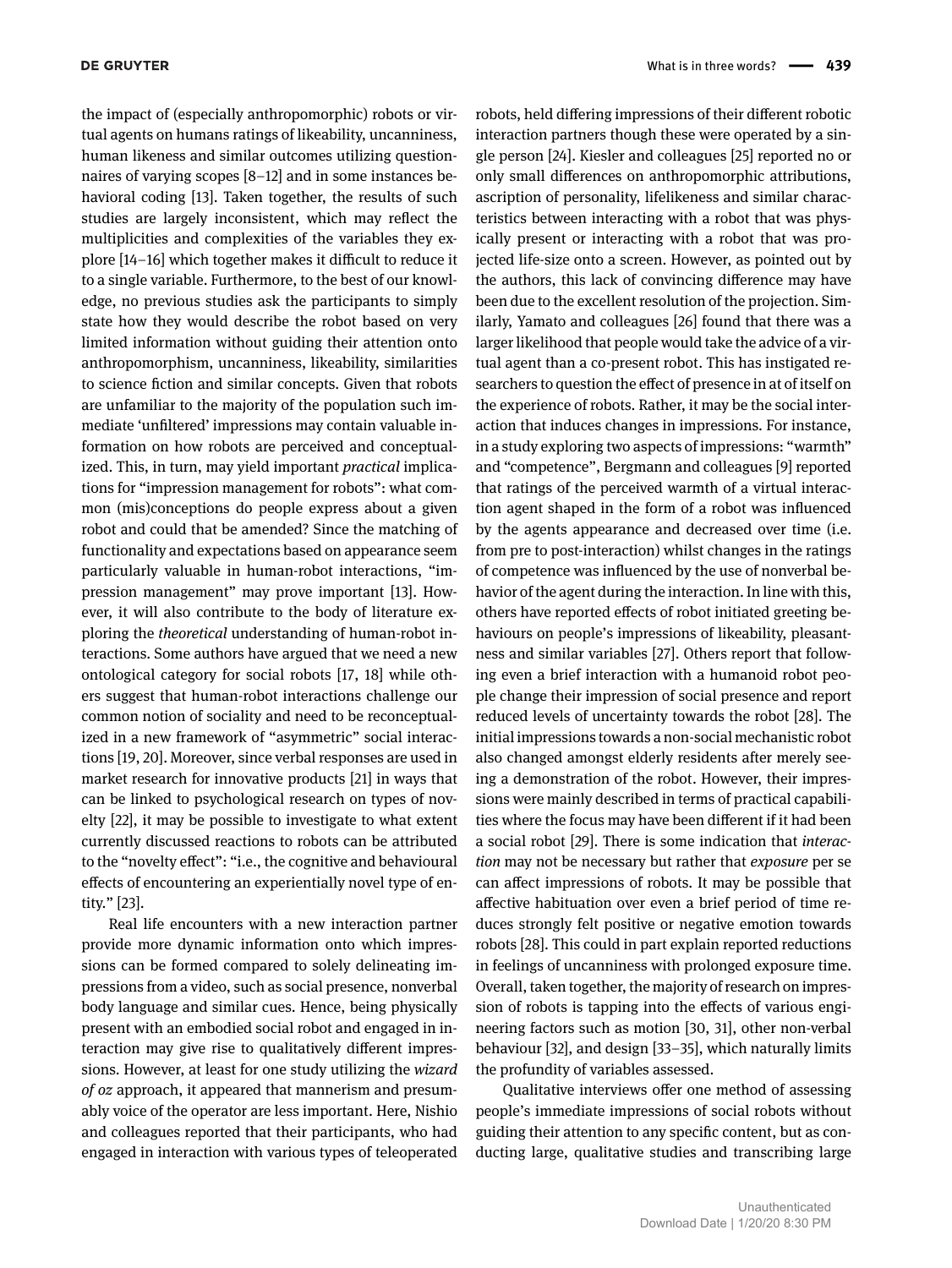the impact of (especially anthropomorphic) robots or virtual agents on humans ratings of likeability, uncanniness, human likeness and similar outcomes utilizing questionnaires of varying scopes [8–12] and in some instances behavioral coding [13]. Taken together, the results of such studies are largely inconsistent, which may reflect the multiplicities and complexities of the variables they explore [14–16] which together makes it difficult to reduce it to a single variable. Furthermore, to the best of our knowledge, no previous studies ask the participants to simply state how they would describe the robot based on very limited information without guiding their attention onto anthropomorphism, uncanniness, likeability, similarities to science fiction and similar concepts. Given that robots are unfamiliar to the majority of the population such immediate 'unfiltered' impressions may contain valuable information on how robots are perceived and conceptualized. This, in turn, may yield important *practical* implications for "impression management for robots": what common (mis)conceptions do people express about a given robot and could that be amended? Since the matching of functionality and expectations based on appearance seem particularly valuable in human-robot interactions, "impression management" may prove important [13]. However, it will also contribute to the body of literature exploring the *theoretical* understanding of human-robot interactions. Some authors have argued that we need a new ontological category for social robots [17, 18] while others suggest that human-robot interactions challenge our common notion of sociality and need to be reconceptualized in a new framework of "asymmetric" social interactions [19, 20]. Moreover, since verbal responses are used in market research for innovative products [21] in ways that can be linked to psychological research on types of novelty [22], it may be possible to investigate to what extent currently discussed reactions to robots can be attributed to the "novelty effect": "i.e., the cognitive and behavioural effects of encountering an experientially novel type of entity." [23].

Real life encounters with a new interaction partner provide more dynamic information onto which impressions can be formed compared to solely delineating impressions from a video, such as social presence, nonverbal body language and similar cues. Hence, being physically present with an embodied social robot and engaged in interaction may give rise to qualitatively different impressions. However, at least for one study utilizing the *wizard of oz* approach, it appeared that mannerism and presumably voice of the operator are less important. Here, Nishio and colleagues reported that their participants, who had engaged in interaction with various types of teleoperated robots, held differing impressions of their different robotic interaction partners though these were operated by a single person [24]. Kiesler and colleagues [25] reported no or only small differences on anthropomorphic attributions, ascription of personality, lifelikeness and similar characteristics between interacting with a robot that was physically present or interacting with a robot that was projected life-size onto a screen. However, as pointed out by the authors, this lack of convincing difference may have been due to the excellent resolution of the projection. Similarly, Yamato and colleagues [26] found that there was a larger likelihood that people would take the advice of a virtual agent than a co-present robot. This has instigated researchers to question the effect of presence in at of itself on the experience of robots. Rather, it may be the social interaction that induces changes in impressions. For instance, in a study exploring two aspects of impressions: "warmth" and "competence", Bergmann and colleagues [9] reported that ratings of the perceived warmth of a virtual interaction agent shaped in the form of a robot was influenced by the agents appearance and decreased over time (i.e. from pre to post-interaction) whilst changes in the ratings of competence was influenced by the use of nonverbal behavior of the agent during the interaction. In line with this, others have reported effects of robot initiated greeting behaviours on people's impressions of likeability, pleasantness and similar variables [27]. Others report that following even a brief interaction with a humanoid robot people change their impression of social presence and report reduced levels of uncertainty towards the robot [28]. The initial impressions towards a non-social mechanistic robot also changed amongst elderly residents after merely seeing a demonstration of the robot. However, their impressions were mainly described in terms of practical capabilities where the focus may have been different if it had been a social robot [29]. There is some indication that *interaction* may not be necessary but rather that *exposure* per se can affect impressions of robots. It may be possible that affective habituation over even a brief period of time reduces strongly felt positive or negative emotion towards robots [28]. This could in part explain reported reductions in feelings of uncanniness with prolonged exposure time. Overall, taken together, the majority of research on impression of robots is tapping into the effects of various engineering factors such as motion [30, 31], other non-verbal behaviour [32], and design [33–35], which naturally limits the profundity of variables assessed.

Qualitative interviews offer one method of assessing people's immediate impressions of social robots without guiding their attention to any specific content, but as conducting large, qualitative studies and transcribing large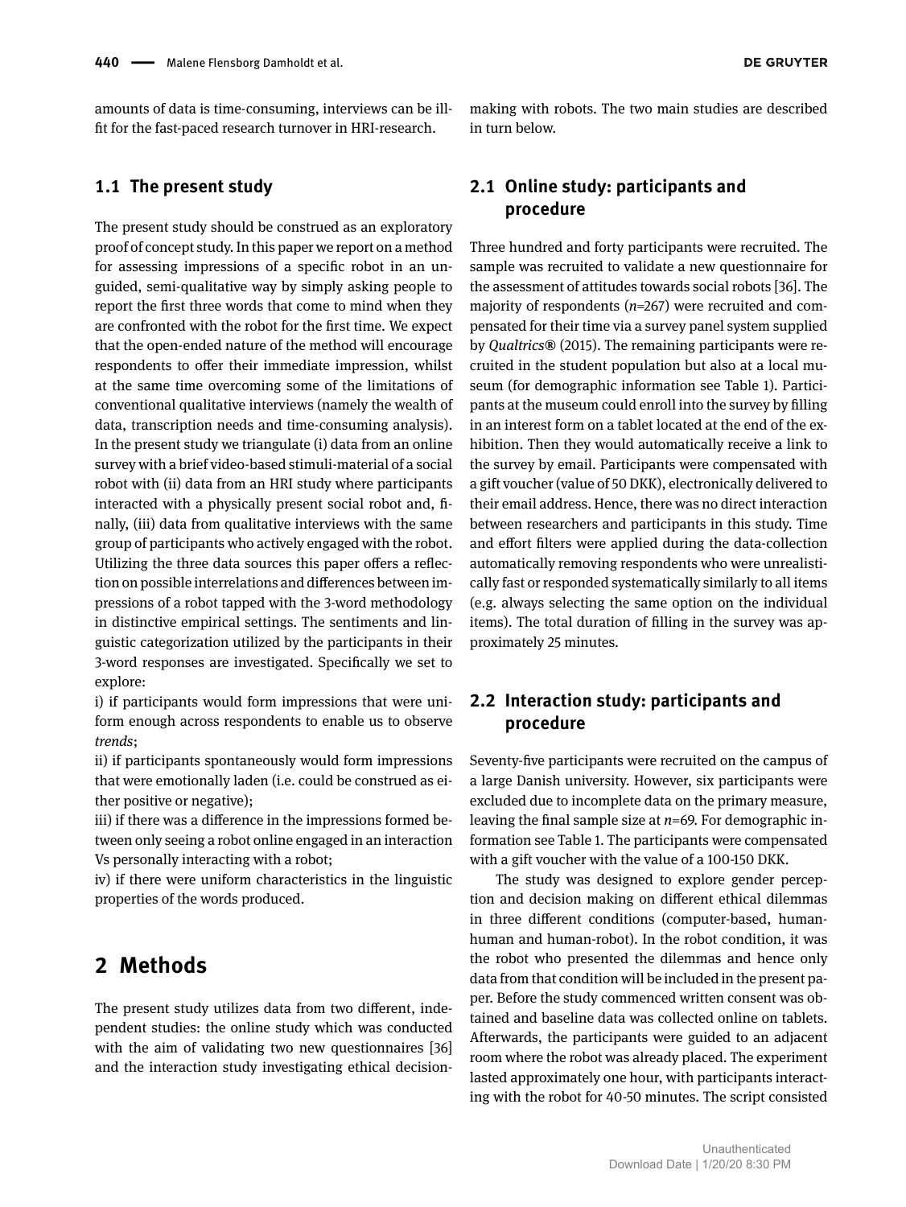amounts of data is time-consuming, interviews can be ill-fit for the fast-paced research turnover in HRI-research.

### 1.1 The present study

The present study should be construed as an exploratory proof of concept study. In this paper we report on a method for assessing impressions of a specific robot in an unguided, semi-qualitative way by simply asking people to report the first three words that come to mind when they are confronted with the robot for the first time. We expect that the open-ended nature of the method will encourage respondents to offer their immediate impression, whilst at the same time overcoming some of the limitations of conventional qualitative interviews (namely the wealth of data, transcription needs and time-consuming analysis). In the present study we triangulate (i) data from an online survey with a brief video-based stimuli-material of a social robot with (ii) data from an HRI study where participants interacted with a physically present social robot and, finally, (iii) data from qualitative interviews with the same group of participants who actively engaged with the robot. Utilizing the three data sources this paper offers a reflection on possible interrelations and differences between impressions of a robot tapped with the 3-word methodology in distinctive empirical settings. The sentiments and linguistic categorization utilized by the participants in their 3-word responses are investigated. Specifically we set to explore:

i) if participants would form impressions that were uniform enough across respondents to enable us to observe *trends*;

ii) if participants spontaneously would form impressions that were emotionally laden (i.e. could be construed as either positive or negative);

iii) if there was a difference in the impressions formed between only seeing a robot online engaged in an interaction Vs personally interacting with a robot;

iv) if there were uniform characteristics in the linguistic properties of the words produced.

## 2 Methods

The present study utilizes data from two different, independent studies: the online study which was conducted with the aim of validating two new questionnaires [36] and the interaction study investigating ethical decision-making with robots. The two main studies are described in turn below.

### 2.1 Online study: participants and procedure

Three hundred and forty participants were recruited. The sample was recruited to validate a new questionnaire for the assessment of attitudes towards social robots [36]. The majority of respondents ($n$=267) were recruited and compensated for their time via a survey panel system supplied by *Qualtrics®* (2015). The remaining participants were recruited in the student population but also at a local museum (for demographic information see Table 1). Participants at the museum could enroll into the survey by filling in an interest form on a tablet located at the end of the exhibition. Then they would automatically receive a link to the survey by email. Participants were compensated with a gift voucher (value of 50 DKK), electronically delivered to their email address. Hence, there was no direct interaction between researchers and participants in this study. Time and effort filters were applied during the data-collection automatically removing respondents who were unrealistically fast or responded systematically similarly to all items (e.g. always selecting the same option on the individual items). The total duration of filling in the survey was approximately 25 minutes.

### 2.2 Interaction study: participants and procedure

Seventy-five participants were recruited on the campus of a large Danish university. However, six participants were excluded due to incomplete data on the primary measure, leaving the final sample size at $n$=69. For demographic information see Table 1. The participants were compensated with a gift voucher with the value of a 100-150 DKK.

The study was designed to explore gender perception and decision making on different ethical dilemmas in three different conditions (computer-based, human-human and human-robot). In the robot condition, it was the robot who presented the dilemmas and hence only data from that condition will be included in the present paper. Before the study commenced written consent was obtained and baseline data was collected online on tablets. Afterwards, the participants were guided to an adjacent room where the robot was already placed. The experiment lasted approximately one hour, with participants interacting with the robot for 40-50 minutes. The script consisted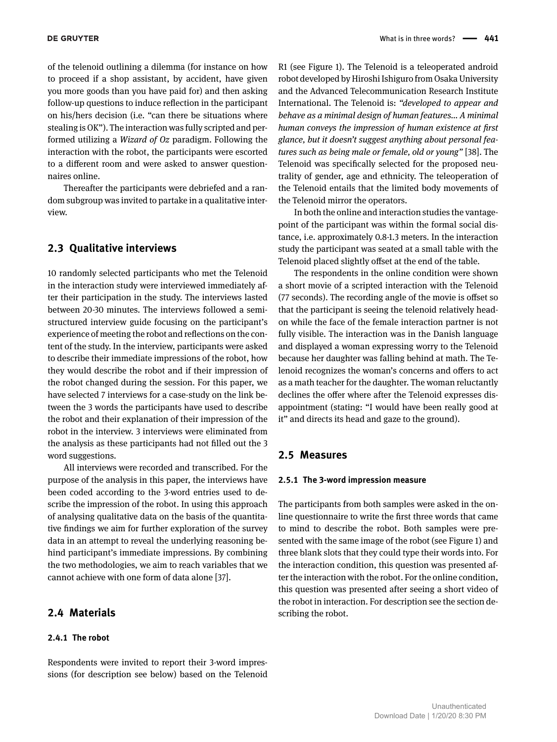of the telenoid outlining a dilemma (for instance on how to proceed if a shop assistant, by accident, have given you more goods than you have paid for) and then asking follow-up questions to induce reflection in the participant on his/hers decision (i.e. "can there be situations where stealing is OK"). The interaction was fully scripted and performed utilizing a *Wizard of Oz* paradigm. Following the interaction with the robot, the participants were escorted to a different room and were asked to answer questionnaires online.

Thereafter the participants were debriefed and a random subgroup was invited to partake in a qualitative interview.

## 2.3 Qualitative interviews

10 randomly selected participants who met the Telenoid in the interaction study were interviewed immediately after their participation in the study. The interviews lasted between 20-30 minutes. The interviews followed a semi-structured interview guide focusing on the participant's experience of meeting the robot and reflections on the content of the study. In the interview, participants were asked to describe their immediate impressions of the robot, how they would describe the robot and if their impression of the robot changed during the session. For this paper, we have selected 7 interviews for a case-study on the link between the 3 words the participants have used to describe the robot and their explanation of their impression of the robot in the interview. 3 interviews were eliminated from the analysis as these participants had not filled out the 3 word suggestions.

All interviews were recorded and transcribed. For the purpose of the analysis in this paper, the interviews have been coded according to the 3-word entries used to describe the impression of the robot. In using this approach of analysing qualitative data on the basis of the quantitative findings we aim for further exploration of the survey data in an attempt to reveal the underlying reasoning behind participant's immediate impressions. By combining the two methodologies, we aim to reach variables that we cannot achieve with one form of data alone [37].

## 2.4 Materials

### 2.4.1 The robot

Respondents were invited to report their 3-word impressions (for description see below) based on the Telenoid R1 (see Figure 1). The Telenoid is a teleoperated android robot developed by Hiroshi Ishiguro from Osaka University and the Advanced Telecommunication Research Institute International. The Telenoid is: *"developed to appear and behave as a minimal design of human features... A minimal human conveys the impression of human existence at first glance, but it doesn't suggest anything about personal features such as being male or female, old or young"* [38]. The Telenoid was specifically selected for the proposed neutrality of gender, age and ethnicity. The teleoperation of the Telenoid entails that the limited body movements of the Telenoid mirror the operators.

In both the online and interaction studies the vantage-point of the participant was within the formal social distance, i.e. approximately 0.8-1.3 meters. In the interaction study the participant was seated at a small table with the Telenoid placed slightly offset at the end of the table.

The respondents in the online condition were shown a short movie of a scripted interaction with the Telenoid (77 seconds). The recording angle of the movie is offset so that the participant is seeing the telenoid relatively head-on while the face of the female interaction partner is not fully visible. The interaction was in the Danish language and displayed a woman expressing worry to the Telenoid because her daughter was falling behind at math. The Telenoid recognizes the woman's concerns and offers to act as a math teacher for the daughter. The woman reluctantly declines the offer where after the Telenoid expresses disappointment (stating: "I would have been really good at it" and directs its head and gaze to the ground).

## 2.5 Measures

### 2.5.1 The 3-word impression measure

The participants from both samples were asked in the online questionnaire to write the first three words that came to mind to describe the robot. Both samples were presented with the same image of the robot (see Figure 1) and three blank slots that they could type their words into. For the interaction condition, this question was presented after the interaction with the robot. For the online condition, this question was presented after seeing a short video of the robot in interaction. For description see the section describing the robot.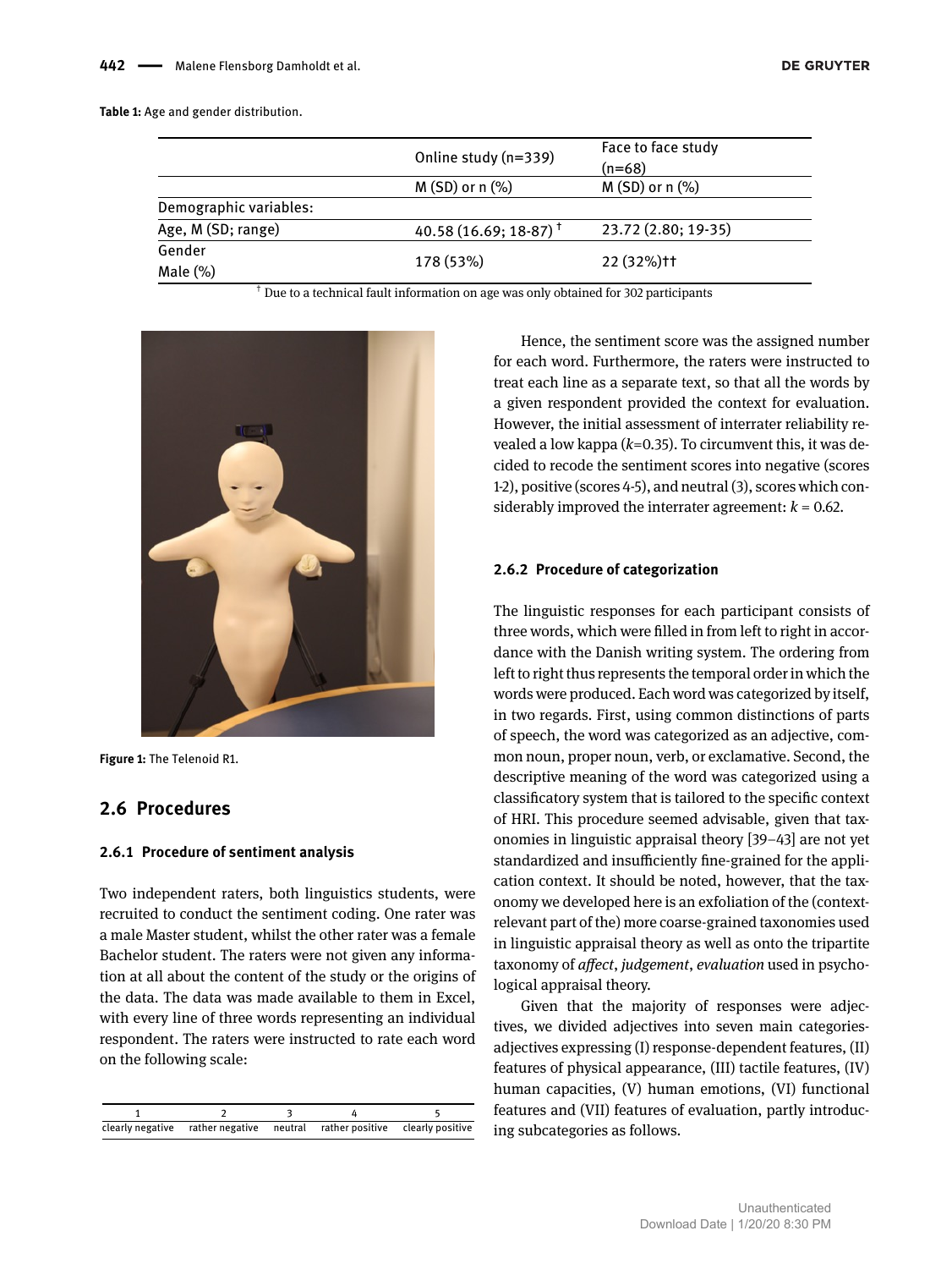**Table 1:** Age and gender distribution.

| | Online study (n=339) | Face to face study (n=68) |
|---|---|---|
| | M (SD) or n (%) | M (SD) or n (%) |
| Demographic variables: | | |
| Age, M (SD; range) | 40.58 (16.69; 18-87) † | 23.72 (2.80; 19-35) |
| Gender Male (%) | 178 (53%) | 22 (32%)†† |

† Due to a technical fault information on age was only obtained for 302 participants

Figure 1: The Telenoid R1.

## 2.6 Procedures

### 2.6.1 Procedure of sentiment analysis

Two independent raters, both linguistics students, were recruited to conduct the sentiment coding. One rater was a male Master student, whilst the other rater was a female Bachelor student. The raters were not given any information at all about the content of the study or the origins of the data. The data was made available to them in Excel, with every line of three words representing an individual respondent. The raters were instructed to rate each word on the following scale:

| 1 | 2 | 3 | 4 | 5 |
|---|---|---|---|---|
| clearly negative | rather negative | neutral | rather positive | clearly positive |

Hence, the sentiment score was the assigned number for each word. Furthermore, the raters were instructed to treat each line as a separate text, so that all the words by a given respondent provided the context for evaluation. However, the initial assessment of interrater reliability revealed a low kappa ($k$=0.35). To circumvent this, it was decided to recode the sentiment scores into negative (scores 1-2), positive (scores 4-5), and neutral (3), scores which considerably improved the interrater agreement: $k$ = 0.62.

### 2.6.2 Procedure of categorization

The linguistic responses for each participant consists of three words, which were filled in from left to right in accordance with the Danish writing system. The ordering from left to right thus represents the temporal order in which the words were produced. Each word was categorized by itself, in two regards. First, using common distinctions of parts of speech, the word was categorized as an adjective, common noun, proper noun, verb, or exclamative. Second, the descriptive meaning of the word was categorized using a classificatory system that is tailored to the specific context of HRI. This procedure seemed advisable, given that taxonomies in linguistic appraisal theory [39–43] are not yet standardized and insufficiently fine-grained for the application context. It should be noted, however, that the taxonomy we developed here is an exfoliation of the (context-relevant part of the) more coarse-grained taxonomies used in linguistic appraisal theory as well as onto the tripartite taxonomy of *affect*, *judgement*, *evaluation* used in psychological appraisal theory.

Given that the majority of responses were adjectives, we divided adjectives into seven main categories-adjectives expressing (I) response-dependent features, (II) features of physical appearance, (III) tactile features, (IV) human capacities, (V) human emotions, (VI) functional features and (VII) features of evaluation, partly introducing subcategories as follows.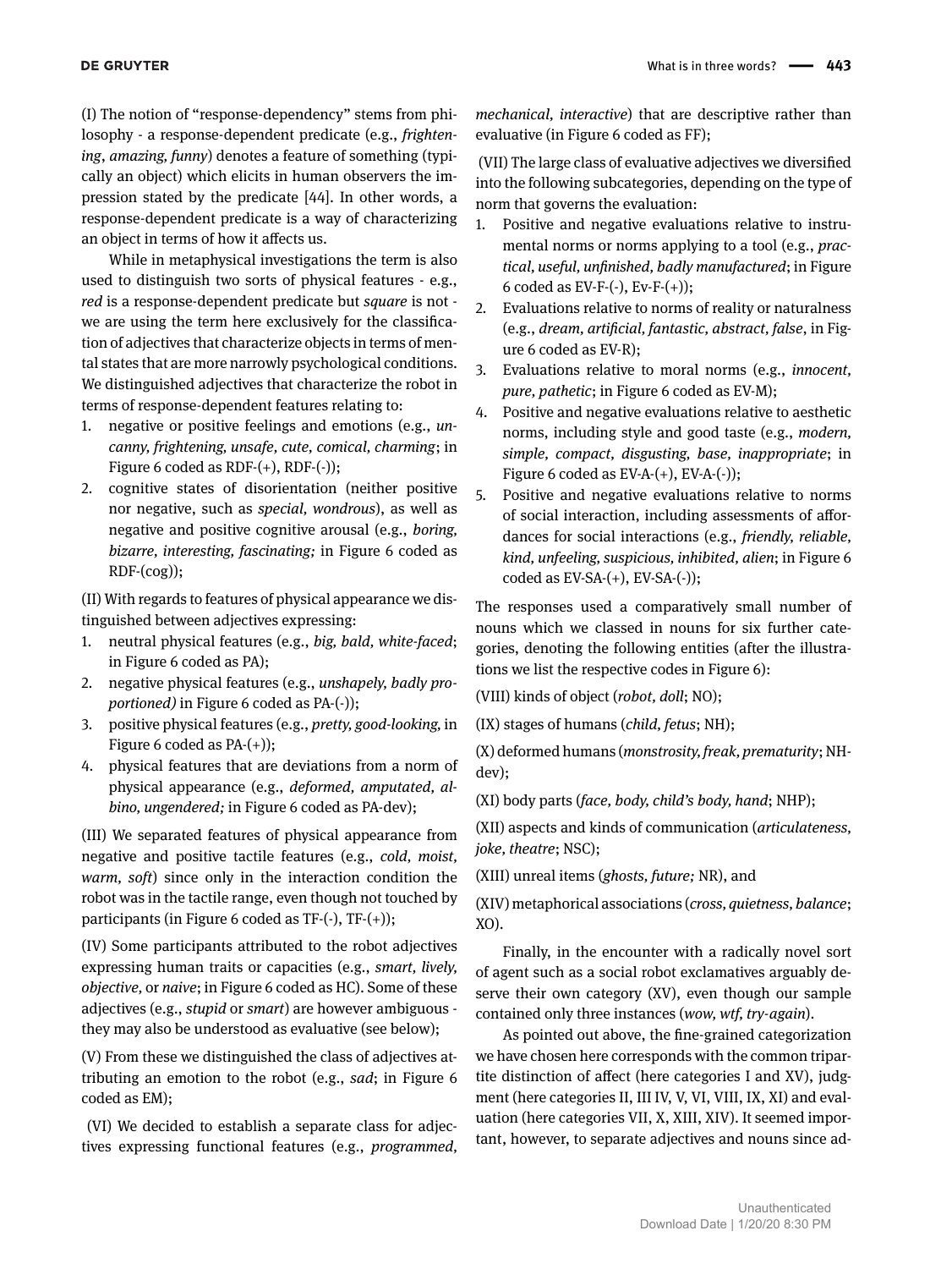(I) The notion of "response-dependency" stems from philosophy - a response-dependent predicate (e.g., *frightening*, *amazing*, *funny*) denotes a feature of something (typically an object) which elicits in human observers the impression stated by the predicate [44]. In other words, a response-dependent predicate is a way of characterizing an object in terms of how it affects us.

While in metaphysical investigations the term is also used to distinguish two sorts of physical features - e.g., *red* is a response-dependent predicate but *square* is not - we are using the term here exclusively for the classification of adjectives that characterize objects in terms of mental states that are more narrowly psychological conditions. We distinguished adjectives that characterize the robot in terms of response-dependent features relating to:

1. negative or positive feelings and emotions (e.g., *uncanny, frightening, unsafe, cute, comical, charming*; in Figure 6 coded as RDF-(+), RDF-(-));
2. cognitive states of disorientation (neither positive nor negative, such as *special, wondrous*), as well as negative and positive cognitive arousal (e.g., *boring, bizarre, interesting, fascinating;* in Figure 6 coded as RDF-(cog));

(II) With regards to features of physical appearance we distinguished between adjectives expressing:

1. neutral physical features (e.g., *big, bald, white-faced*; in Figure 6 coded as PA);
2. negative physical features (e.g., *unshapely, badly proportioned)* in Figure 6 coded as PA-(-));
3. positive physical features (e.g., *pretty, good-looking,* in Figure 6 coded as PA-(+));
4. physical features that are deviations from a norm of physical appearance (e.g., *deformed, amputated, albino, ungendered;* in Figure 6 coded as PA-dev);

(III) We separated features of physical appearance from negative and positive tactile features (e.g., *cold, moist, warm, soft*) since only in the interaction condition the robot was in the tactile range, even though not touched by participants (in Figure 6 coded as TF-(-), TF-(+));

(IV) Some participants attributed to the robot adjectives expressing human traits or capacities (e.g., *smart, lively, objective,* or *naive*; in Figure 6 coded as HC). Some of these adjectives (e.g., *stupid* or *smart*) are however ambiguous - they may also be understood as evaluative (see below);

(V) From these we distinguished the class of adjectives attributing an emotion to the robot (e.g., *sad*; in Figure 6 coded as EM);

(VI) We decided to establish a separate class for adjectives expressing functional features (e.g., *programmed, mechanical, interactive*) that are descriptive rather than evaluative (in Figure 6 coded as FF);

(VII) The large class of evaluative adjectives we diversified into the following subcategories, depending on the type of norm that governs the evaluation:

1. Positive and negative evaluations relative to instrumental norms or norms applying to a tool (e.g., *practical, useful, unfinished, badly manufactured*; in Figure 6 coded as EV-F-(-), Ev-F-(+));
2. Evaluations relative to norms of reality or naturalness (e.g., *dream, artificial, fantastic, abstract, false*, in Figure 6 coded as EV-R);
3. Evaluations relative to moral norms (e.g., *innocent, pure, pathetic*; in Figure 6 coded as EV-M);
4. Positive and negative evaluations relative to aesthetic norms, including style and good taste (e.g., *modern, simple, compact, disgusting, base, inappropriate*; in Figure 6 coded as EV-A-(+), EV-A-(-));
5. Positive and negative evaluations relative to norms of social interaction, including assessments of affordances for social interactions (e.g., *friendly, reliable, kind, unfeeling, suspicious, inhibited, alien*; in Figure 6 coded as EV-SA-(+), EV-SA-(-));

The responses used a comparatively small number of nouns which we classed in nouns for six further categories, denoting the following entities (after the illustrations we list the respective codes in Figure 6):

(VIII) kinds of object (*robot, doll*; NO);

(IX) stages of humans (*child, fetus*; NH);

(X) deformed humans (*monstrosity, freak, prematurity*; NH-dev);

(XI) body parts (*face, body, child's body, hand*; NHP);

(XII) aspects and kinds of communication (*articulateness, joke, theatre*; NSC);

(XIII) unreal items (*ghosts, future;* NR), and

(XIV) metaphorical associations (*cross, quietness, balance*; XO).

Finally, in the encounter with a radically novel sort of agent such as a social robot exclamatives arguably deserve their own category (XV), even though our sample contained only three instances (*wow, wtf, try-again*).

As pointed out above, the fine-grained categorization we have chosen here corresponds with the common tripartite distinction of affect (here categories I and XV), judgment (here categories II, III IV, V, VI, VIII, IX, XI) and evaluation (here categories VII, X, XIII, XIV). It seemed important, however, to separate adjectives and nouns since ad-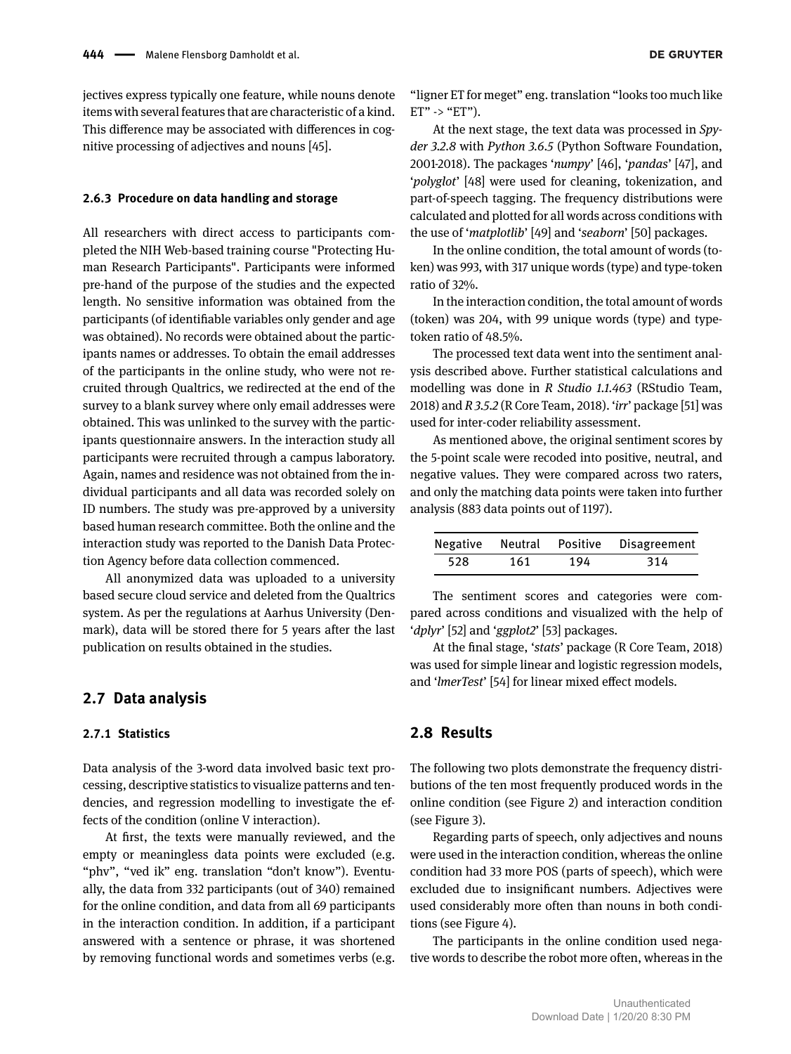jectives express typically one feature, while nouns denote items with several features that are characteristic of a kind. This difference may be associated with differences in cognitive processing of adjectives and nouns [45].

#### 2.6.3 Procedure on data handling and storage

All researchers with direct access to participants completed the NIH Web-based training course "Protecting Human Research Participants". Participants were informed pre-hand of the purpose of the studies and the expected length. No sensitive information was obtained from the participants (of identifiable variables only gender and age was obtained). No records were obtained about the participants names or addresses. To obtain the email addresses of the participants in the online study, who were not recruited through Qualtrics, we redirected at the end of the survey to a blank survey where only email addresses were obtained. This was unlinked to the survey with the participants questionnaire answers. In the interaction study all participants were recruited through a campus laboratory. Again, names and residence was not obtained from the individual participants and all data was recorded solely on ID numbers. The study was pre-approved by a university based human research committee. Both the online and the interaction study was reported to the Danish Data Protection Agency before data collection commenced.

All anonymized data was uploaded to a university based secure cloud service and deleted from the Qualtrics system. As per the regulations at Aarhus University (Denmark), data will be stored there for 5 years after the last publication on results obtained in the studies.

## 2.7 Data analysis

#### 2.7.1 Statistics

Data analysis of the 3-word data involved basic text processing, descriptive statistics to visualize patterns and tendencies, and regression modelling to investigate the effects of the condition (online V interaction).

At first, the texts were manually reviewed, and the empty or meaningless data points were excluded (e.g. "phv", "ved ik" eng. translation "don't know"). Eventually, the data from 332 participants (out of 340) remained for the online condition, and data from all 69 participants in the interaction condition. In addition, if a participant answered with a sentence or phrase, it was shortened by removing functional words and sometimes verbs (e.g. "ligner ET for meget" eng. translation "looks too much like ET" -> "ET").

At the next stage, the text data was processed in *Spyder 3.2.8* with *Python 3.6.5* (Python Software Foundation, 2001-2018). The packages '*numpy*' [46], '*pandas*' [47], and '*polyglot*' [48] were used for cleaning, tokenization, and part-of-speech tagging. The frequency distributions were calculated and plotted for all words across conditions with the use of '*matplotlib*' [49] and '*seaborn*' [50] packages.

In the online condition, the total amount of words (token) was 993, with 317 unique words (type) and type-token ratio of 32%.

In the interaction condition, the total amount of words (token) was 204, with 99 unique words (type) and type-token ratio of 48.5%.

The processed text data went into the sentiment analysis described above. Further statistical calculations and modelling was done in *R Studio 1.1.463* (RStudio Team, 2018) and *R 3.5.2* (R Core Team, 2018). '*irr*' package [51] was used for inter-coder reliability assessment.

As mentioned above, the original sentiment scores by the 5-point scale were recoded into positive, neutral, and negative values. They were compared across two raters, and only the matching data points were taken into further analysis (883 data points out of 1197).

| Negative | Neutral | Positive | Disagreement |
|---|---|---|---|
| 528 | 161 | 194 | 314 |

The sentiment scores and categories were compared across conditions and visualized with the help of '*dplyr*' [52] and '*ggplot2*' [53] packages.

At the final stage, '*stats*' package (R Core Team, 2018) was used for simple linear and logistic regression models, and '*lmerTest*' [54] for linear mixed effect models.

## 2.8 Results

The following two plots demonstrate the frequency distributions of the ten most frequently produced words in the online condition (see Figure 2) and interaction condition (see Figure 3).

Regarding parts of speech, only adjectives and nouns were used in the interaction condition, whereas the online condition had 33 more POS (parts of speech), which were excluded due to insignificant numbers. Adjectives were used considerably more often than nouns in both conditions (see Figure 4).

The participants in the online condition used negative words to describe the robot more often, whereas in the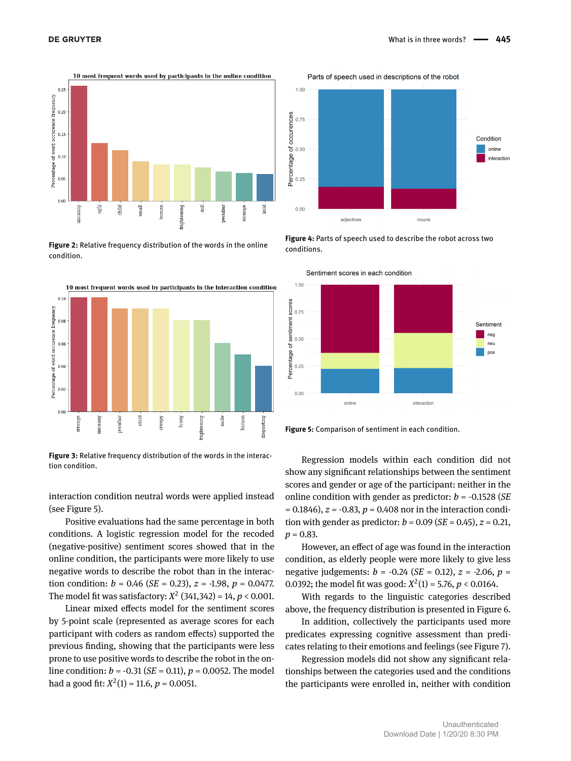**Figure 2:** Relative frequency distribution of the words in the online condition.

**Figure 3:** Relative frequency distribution of the words in the interaction condition.

**Figure 4:** Parts of speech used to describe the robot across two conditions.

**Figure 5:** Comparison of sentiment in each condition.

interaction condition neutral words were applied instead (see Figure 5).

Positive evaluations had the same percentage in both conditions. A logistic regression model for the recoded (negative-positive) sentiment scores showed that in the online condition, the participants were more likely to use negative words to describe the robot than in the interaction condition: $b = 0.46$ ($SE = 0.23$), $z = -1.98$, $p = 0.0477$. The model fit was satisfactory: $X^2$ (341,342) = 14, $p < 0.001$.

Linear mixed effects model for the sentiment scores by 5-point scale (represented as average scores for each participant with coders as random effects) supported the previous finding, showing that the participants were less prone to use positive words to describe the robot in the online condition: $b = -0.31$ ($SE = 0.11$), $p = 0.0052$. The model had a good fit: $X^2(1) = 11.6$, $p = 0.0051$.

Regression models within each condition did not show any significant relationships between the sentiment scores and gender or age of the participant: neither in the online condition with gender as predictor: $b = -0.1528$ ($SE = 0.1846$), $z = -0.83$, $p = 0.408$ nor in the interaction condition with gender as predictor: $b = 0.09$ ($SE = 0.45$), $z = 0.21$, $p = 0.83$.

However, an effect of age was found in the interaction condition, as elderly people were more likely to give less negative judgements: $b = -0.24$ ($SE = 0.12$), $z = -2.06$, $p = 0.0392$; the model fit was good: $X^2(1) = 5.76$, $p < 0.0164$.

With regards to the linguistic categories described above, the frequency distribution is presented in Figure 6.

In addition, collectively the participants used more predicates expressing cognitive assessment than predicates relating to their emotions and feelings (see Figure 7).

Regression models did not show any significant relationships between the categories used and the conditions the participants were enrolled in, neither with condition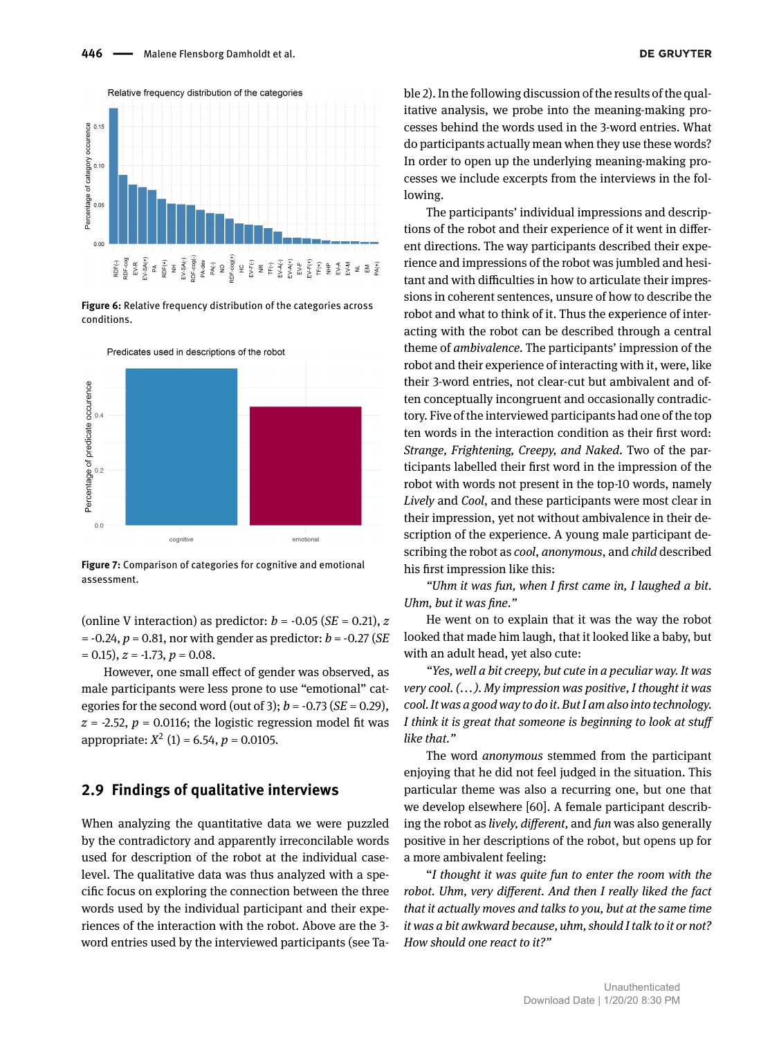Figure 6: Relative frequency distribution of the categories across conditions.

Figure 7: Comparison of categories for cognitive and emotional assessment.

(online V interaction) as predictor: $b$ = -0.05 ($SE$ = 0.21), $z$ = -0.24, $p$ = 0.81, nor with gender as predictor: $b$ = -0.27 ($SE$ = 0.15), $z$ = -1.73, $p$ = 0.08.

However, one small effect of gender was observed, as male participants were less prone to use "emotional" categories for the second word (out of 3); $b$ = -0.73 ($SE$ = 0.29), $z$ = -2.52, $p$ = 0.0116; the logistic regression model fit was appropriate: $X^2$ (1) = 6.54, $p$ = 0.0105.

## 2.9 Findings of qualitative interviews

When analyzing the quantitative data we were puzzled by the contradictory and apparently irreconcilable words used for description of the robot at the individual case-level. The qualitative data was thus analyzed with a specific focus on exploring the connection between the three words used by the individual participant and their experiences of the interaction with the robot. Above are the 3-word entries used by the interviewed participants (see Table 2). In the following discussion of the results of the qualitative analysis, we probe into the meaning-making processes behind the words used in the 3-word entries. What do participants actually mean when they use these words? In order to open up the underlying meaning-making processes we include excerpts from the interviews in the following.

The participants' individual impressions and descriptions of the robot and their experience of it went in different directions. The way participants described their experience and impressions of the robot was jumbled and hesitant and with difficulties in how to articulate their impressions in coherent sentences, unsure of how to describe the robot and what to think of it. Thus the experience of interacting with the robot can be described through a central theme of *ambivalence*. The participants' impression of the robot and their experience of interacting with it, were, like their 3-word entries, not clear-cut but ambivalent and often conceptually incongruent and occasionally contradictory. Five of the interviewed participants had one of the top ten words in the interaction condition as their first word: *Strange*, *Frightening*, *Creepy*, *and Naked*. Two of the participants labelled their first word in the impression of the robot with words not present in the top-10 words, namely *Lively* and *Cool*, and these participants were most clear in their impression, yet not without ambivalence in their description of the experience. A young male participant describing the robot as *cool*, *anonymous*, and *child* described his first impression like this:

*"Uhm it was fun, when I first came in, I laughed a bit. Uhm, but it was fine."*

He went on to explain that it was the way the robot looked that made him laugh, that it looked like a baby, but with an adult head, yet also cute:

*"Yes, well a bit creepy, but cute in a peculiar way. It was very cool. (...). My impression was positive, I thought it was cool. It was a good way to do it. But I am also into technology. I think it is great that someone is beginning to look at stuff like that."*

The word *anonymous* stemmed from the participant enjoying that he did not feel judged in the situation. This particular theme was also a recurring one, but one that we develop elsewhere [60]. A female participant describing the robot as *lively, different*, and *fun* was also generally positive in her descriptions of the robot, but opens up for a more ambivalent feeling:

*"I thought it was quite fun to enter the room with the robot. Uhm, very different. And then I really liked the fact that it actually moves and talks to you, but at the same time it was a bit awkward because, uhm, should I talk to it or not? How should one react to it?"*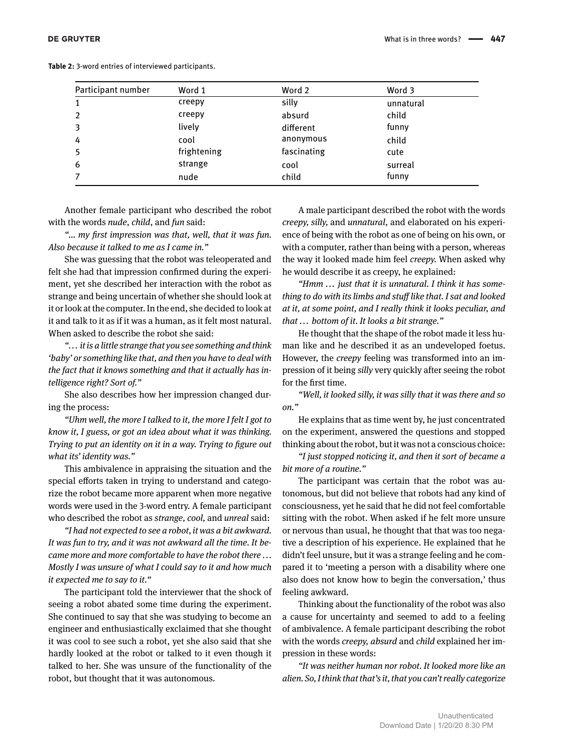**Table 2:** 3-word entries of interviewed participants.

| Participant number | Word 1 | Word 2 | Word 3 |
|---|---|---|---|
| 1 | creepy | silly | unnatural |
| 2 | creepy | absurd | child |
| 3 | lively | different | funny |
| 4 | cool | anonymous | child |
| 5 | frightening | fascinating | cute |
| 6 | strange | cool | surreal |
| 7 | nude | child | funny |

Another female participant who described the robot with the words *nude*, *child*, and *fun* said:

*"... my first impression was that, well, that it was fun. Also because it talked to me as I came in."*

She was guessing that the robot was teleoperated and felt she had that impression confirmed during the experiment, yet she described her interaction with the robot as strange and being uncertain of whether she should look at it or look at the computer. In the end, she decided to look at it and talk to it as if it was a human, as it felt most natural. When asked to describe the robot she said:

*"… it is a little strange that you see something and think 'baby' or something like that, and then you have to deal with the fact that it knows something and that it actually has intelligence right? Sort of."*

She also describes how her impression changed during the process:

*"Uhm well, the more I talked to it, the more I felt I got to know it, I guess, or got an idea about what it was thinking. Trying to put an identity on it in a way. Trying to figure out what its' identity was."*

This ambivalence in appraising the situation and the special efforts taken in trying to understand and categorize the robot became more apparent when more negative words were used in the 3-word entry. A female participant who described the robot as *strange*, *cool,* and *unreal* said:

*"I had not expected to see a robot, it was a bit awkward. It was fun to try, and it was not awkward all the time. It became more and more comfortable to have the robot there … Mostly I was unsure of what I could say to it and how much it expected me to say to it."*

The participant told the interviewer that the shock of seeing a robot abated some time during the experiment. She continued to say that she was studying to become an engineer and enthusiastically exclaimed that she thought it was cool to see such a robot, yet she also said that she hardly looked at the robot or talked to it even though it talked to her. She was unsure of the functionality of the robot, but thought that it was autonomous.

A male participant described the robot with the words *creepy, silly,* and *unnatural*, and elaborated on his experience of being with the robot as one of being on his own, or with a computer, rather than being with a person, whereas the way it looked made him feel *creepy.* When asked why he would describe it as creepy, he explained:

*"Hmm … just that it is unnatural. I think it has something to do with its limbs and stuff like that. I sat and looked at it, at some point, and I really think it looks peculiar, and that … bottom of it. It looks a bit strange."*

He thought that the shape of the robot made it less human like and he described it as an undeveloped foetus. However, the *creepy* feeling was transformed into an impression of it being *silly* very quickly after seeing the robot for the first time.

*"Well, it looked silly, it was silly that it was there and so on."*

He explains that as time went by, he just concentrated on the experiment, answered the questions and stopped thinking about the robot, but it was not a conscious choice:

*"I just stopped noticing it, and then it sort of became a bit more of a routine."*

The participant was certain that the robot was autonomous, but did not believe that robots had any kind of consciousness, yet he said that he did not feel comfortable sitting with the robot. When asked if he felt more unsure or nervous than usual, he thought that that was too negative a description of his experience. He explained that he didn't feel unsure, but it was a strange feeling and he compared it to 'meeting a person with a disability where one also does not know how to begin the conversation,' thus feeling awkward.

Thinking about the functionality of the robot was also a cause for uncertainty and seemed to add to a feeling of ambivalence. A female participant describing the robot with the words *creepy, absurd* and *child* explained her impression in these words:

*"It was neither human nor robot. It looked more like an alien. So, I think that that's it, that you can't really categorize*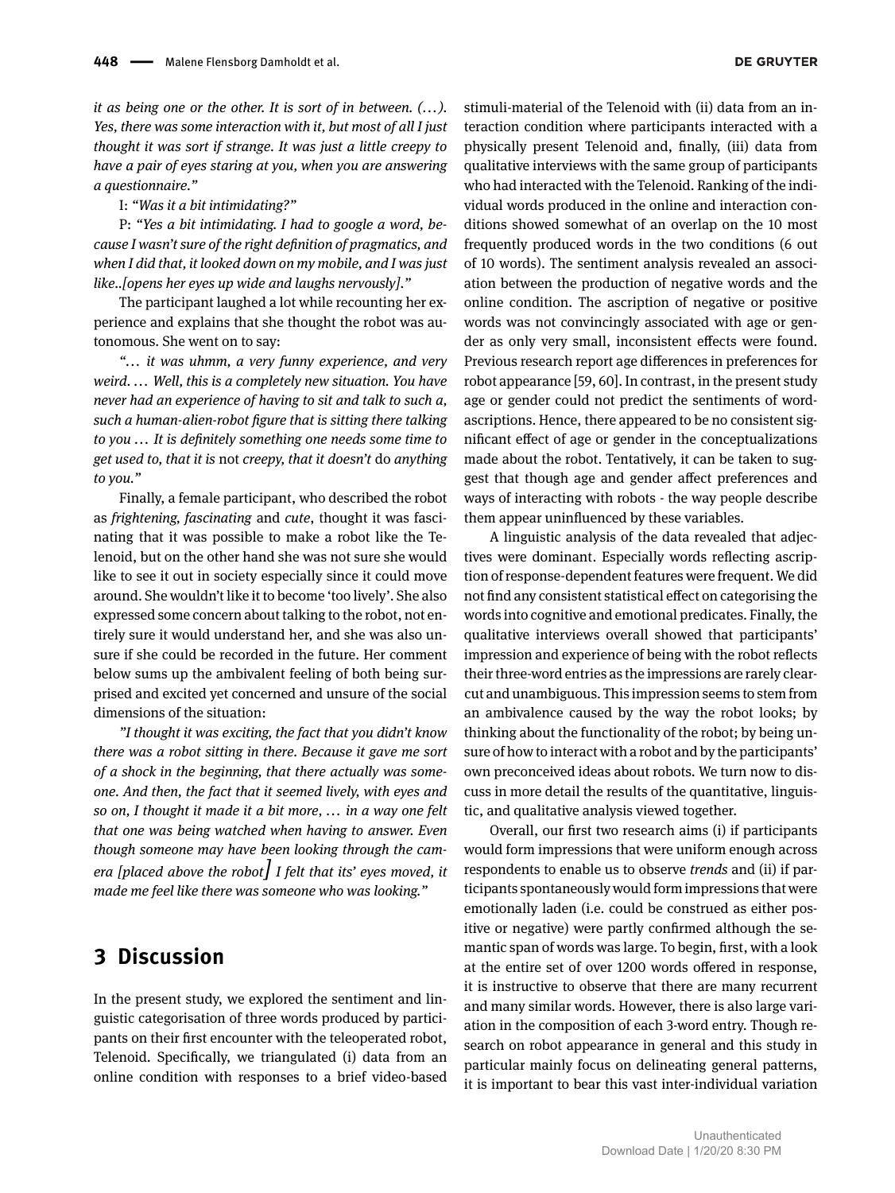*it as being one or the other. It is sort of in between. (...). Yes, there was some interaction with it, but most of all I just thought it was sort if strange. It was just a little creepy to have a pair of eyes staring at you, when you are answering a questionnaire."*

I: *"Was it a bit intimidating?"*

P: *"Yes a bit intimidating. I had to google a word, because I wasn't sure of the right definition of pragmatics, and when I did that, it looked down on my mobile, and I was just like..[opens her eyes up wide and laughs nervously]."*

The participant laughed a lot while recounting her experience and explains that she thought the robot was autonomous. She went on to say:

*"... it was uhmm, a very funny experience, and very weird. ... Well, this is a completely new situation. You have never had an experience of having to sit and talk to such a, such a human-alien-robot figure that is sitting there talking to you ... It is definitely something one needs some time to get used to, that it is* not *creepy, that it doesn't* do *anything to you."*

Finally, a female participant, who described the robot as *frightening, fascinating* and *cute*, thought it was fascinating that it was possible to make a robot like the Telenoid, but on the other hand she was not sure she would like to see it out in society especially since it could move around. She wouldn't like it to become 'too lively'. She also expressed some concern about talking to the robot, not entirely sure it would understand her, and she was also unsure if she could be recorded in the future. Her comment below sums up the ambivalent feeling of both being surprised and excited yet concerned and unsure of the social dimensions of the situation:

*"I thought it was exciting, the fact that you didn't know there was a robot sitting in there. Because it gave me sort of a shock in the beginning, that there actually was someone. And then, the fact that it seemed lively, with eyes and so on, I thought it made it a bit more, ... in a way one felt that one was being watched when having to answer. Even though someone may have been looking through the camera [placed above the robot] I felt that its' eyes moved, it made me feel like there was someone who was looking."*

## 3 Discussion

In the present study, we explored the sentiment and linguistic categorisation of three words produced by participants on their first encounter with the teleoperated robot, Telenoid. Specifically, we triangulated (i) data from an online condition with responses to a brief video-based stimuli-material of the Telenoid with (ii) data from an interaction condition where participants interacted with a physically present Telenoid and, finally, (iii) data from qualitative interviews with the same group of participants who had interacted with the Telenoid. Ranking of the individual words produced in the online and interaction conditions showed somewhat of an overlap on the 10 most frequently produced words in the two conditions (6 out of 10 words). The sentiment analysis revealed an association between the production of negative words and the online condition. The ascription of negative or positive words was not convincingly associated with age or gender as only very small, inconsistent effects were found. Previous research report age differences in preferences for robot appearance [59, 60]. In contrast, in the present study age or gender could not predict the sentiments of word-ascriptions. Hence, there appeared to be no consistent significant effect of age or gender in the conceptualizations made about the robot. Tentatively, it can be taken to suggest that though age and gender affect preferences and ways of interacting with robots - the way people describe them appear uninfluenced by these variables.

A linguistic analysis of the data revealed that adjectives were dominant. Especially words reflecting ascription of response-dependent features were frequent. We did not find any consistent statistical effect on categorising the words into cognitive and emotional predicates. Finally, the qualitative interviews overall showed that participants' impression and experience of being with the robot reflects their three-word entries as the impressions are rarely clear-cut and unambiguous. This impression seems to stem from an ambivalence caused by the way the robot looks; by thinking about the functionality of the robot; by being unsure of how to interact with a robot and by the participants' own preconceived ideas about robots. We turn now to discuss in more detail the results of the quantitative, linguistic, and qualitative analysis viewed together.

Overall, our first two research aims (i) if participants would form impressions that were uniform enough across respondents to enable us to observe *trends* and (ii) if participants spontaneously would form impressions that were emotionally laden (i.e. could be construed as either positive or negative) were partly confirmed although the semantic span of words was large. To begin, first, with a look at the entire set of over 1200 words offered in response, it is instructive to observe that there are many recurrent and many similar words. However, there is also large variation in the composition of each 3-word entry. Though research on robot appearance in general and this study in particular mainly focus on delineating general patterns, it is important to bear this vast inter-individual variation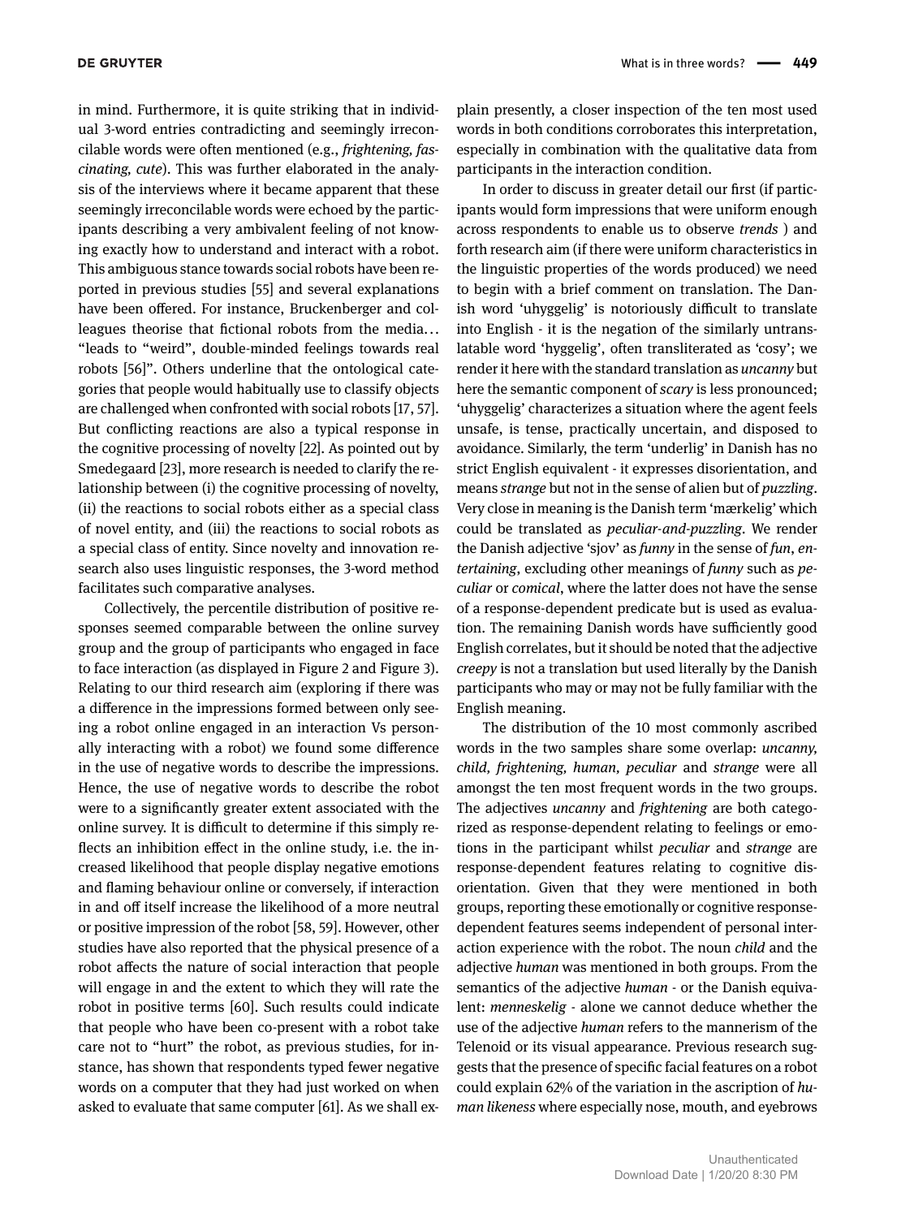in mind. Furthermore, it is quite striking that in individual 3-word entries contradicting and seemingly irreconcilable words were often mentioned (e.g., *frightening, fascinating, cute*). This was further elaborated in the analysis of the interviews where it became apparent that these seemingly irreconcilable words were echoed by the participants describing a very ambivalent feeling of not knowing exactly how to understand and interact with a robot. This ambiguous stance towards social robots have been reported in previous studies [55] and several explanations have been offered. For instance, Bruckenberger and colleagues theorise that fictional robots from the media... "leads to "weird", double-minded feelings towards real robots [56]". Others underline that the ontological categories that people would habitually use to classify objects are challenged when confronted with social robots [17, 57]. But conflicting reactions are also a typical response in the cognitive processing of novelty [22]. As pointed out by Smedegaard [23], more research is needed to clarify the relationship between (i) the cognitive processing of novelty, (ii) the reactions to social robots either as a special class of novel entity, and (iii) the reactions to social robots as a special class of entity. Since novelty and innovation research also uses linguistic responses, the 3-word method facilitates such comparative analyses.

Collectively, the percentile distribution of positive responses seemed comparable between the online survey group and the group of participants who engaged in face to face interaction (as displayed in Figure 2 and Figure 3). Relating to our third research aim (exploring if there was a difference in the impressions formed between only seeing a robot online engaged in an interaction Vs personally interacting with a robot) we found some difference in the use of negative words to describe the impressions. Hence, the use of negative words to describe the robot were to a significantly greater extent associated with the online survey. It is difficult to determine if this simply reflects an inhibition effect in the online study, i.e. the increased likelihood that people display negative emotions and flaming behaviour online or conversely, if interaction in and off itself increase the likelihood of a more neutral or positive impression of the robot [58, 59]. However, other studies have also reported that the physical presence of a robot affects the nature of social interaction that people will engage in and the extent to which they will rate the robot in positive terms [60]. Such results could indicate that people who have been co-present with a robot take care not to "hurt" the robot, as previous studies, for instance, has shown that respondents typed fewer negative words on a computer that they had just worked on when asked to evaluate that same computer [61]. As we shall explain presently, a closer inspection of the ten most used words in both conditions corroborates this interpretation, especially in combination with the qualitative data from participants in the interaction condition.

In order to discuss in greater detail our first (if participants would form impressions that were uniform enough across respondents to enable us to observe *trends* ) and forth research aim (if there were uniform characteristics in the linguistic properties of the words produced) we need to begin with a brief comment on translation. The Danish word 'uhyggelig' is notoriously difficult to translate into English - it is the negation of the similarly untranslatable word 'hyggelig', often transliterated as 'cosy'; we render it here with the standard translation as *uncanny* but here the semantic component of *scary* is less pronounced; 'uhyggelig' characterizes a situation where the agent feels unsafe, is tense, practically uncertain, and disposed to avoidance. Similarly, the term 'underlig' in Danish has no strict English equivalent - it expresses disorientation, and means *strange* but not in the sense of alien but of *puzzling*. Very close in meaning is the Danish term 'mærkelig' which could be translated as *peculiar-and-puzzling*. We render the Danish adjective 'sjov' as *funny* in the sense of *fun*, *entertaining*, excluding other meanings of *funny* such as *peculiar* or *comical*, where the latter does not have the sense of a response-dependent predicate but is used as evaluation. The remaining Danish words have sufficiently good English correlates, but it should be noted that the adjective *creepy* is not a translation but used literally by the Danish participants who may or may not be fully familiar with the English meaning.

The distribution of the 10 most commonly ascribed words in the two samples share some overlap: *uncanny, child, frightening, human, peculiar* and *strange* were all amongst the ten most frequent words in the two groups. The adjectives *uncanny* and *frightening* are both categorized as response-dependent relating to feelings or emotions in the participant whilst *peculiar* and *strange* are response-dependent features relating to cognitive disorientation. Given that they were mentioned in both groups, reporting these emotionally or cognitive response-dependent features seems independent of personal interaction experience with the robot. The noun *child* and the adjective *human* was mentioned in both groups. From the semantics of the adjective *human* - or the Danish equivalent: *menneskelig* - alone we cannot deduce whether the use of the adjective *human* refers to the mannerism of the Telenoid or its visual appearance. Previous research suggests that the presence of specific facial features on a robot could explain 62% of the variation in the ascription of *human likeness* where especially nose, mouth, and eyebrows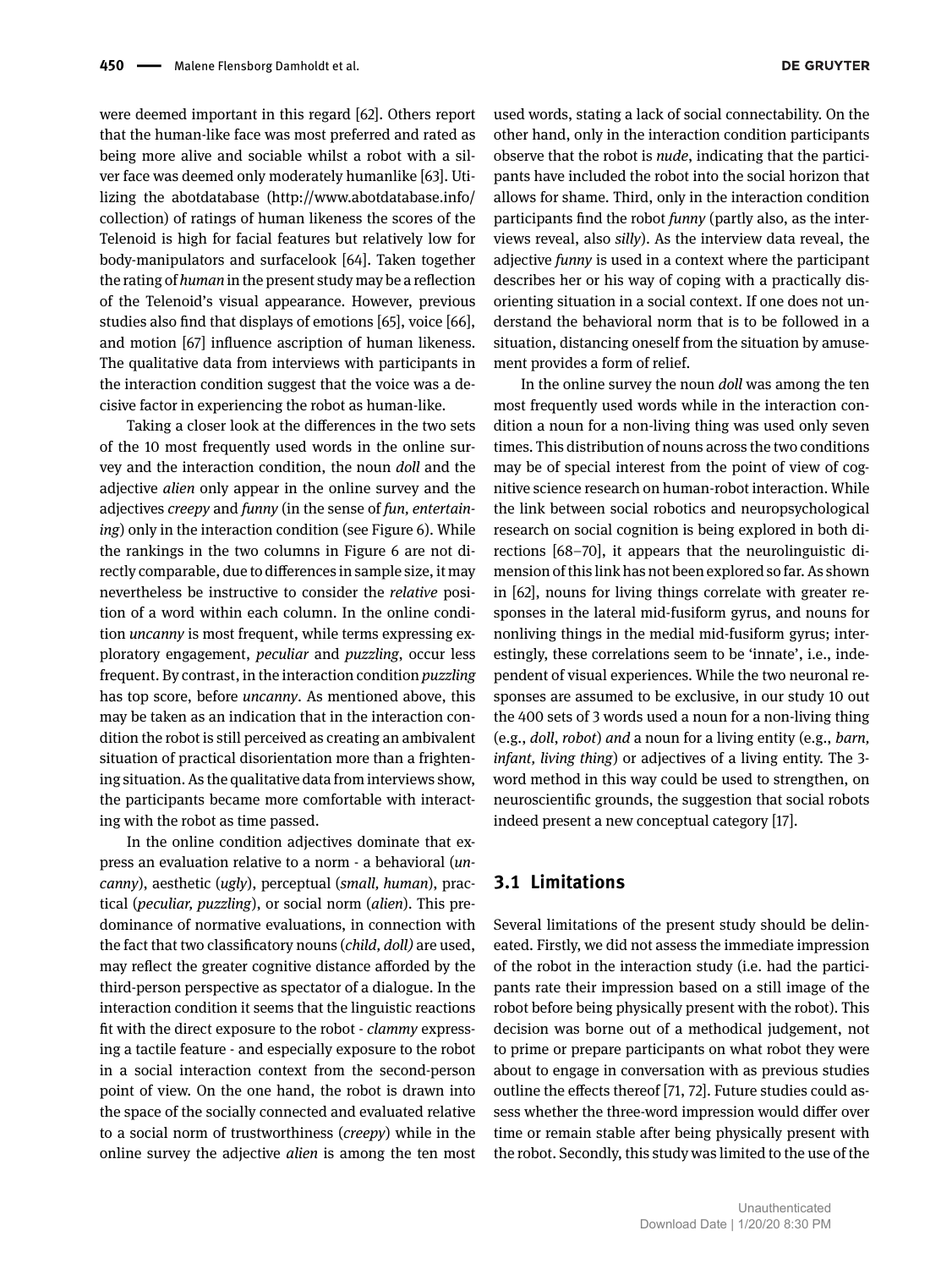were deemed important in this regard [62]. Others report that the human-like face was most preferred and rated as being more alive and sociable whilst a robot with a silver face was deemed only moderately humanlike [63]. Utilizing the abotdatabase (http://www.abotdatabase.info/collection) of ratings of human likeness the scores of the Telenoid is high for facial features but relatively low for body-manipulators and surfacelook [64]. Taken together the rating of *human* in the present study may be a reflection of the Telenoid's visual appearance. However, previous studies also find that displays of emotions [65], voice [66], and motion [67] influence ascription of human likeness. The qualitative data from interviews with participants in the interaction condition suggest that the voice was a decisive factor in experiencing the robot as human-like.

Taking a closer look at the differences in the two sets of the 10 most frequently used words in the online survey and the interaction condition, the noun *doll* and the adjective *alien* only appear in the online survey and the adjectives *creepy* and *funny* (in the sense of *fun, entertaining*) only in the interaction condition (see Figure 6). While the rankings in the two columns in Figure 6 are not directly comparable, due to differences in sample size, it may nevertheless be instructive to consider the *relative* position of a word within each column. In the online condition *uncanny* is most frequent, while terms expressing exploratory engagement, *peculiar* and *puzzling*, occur less frequent. By contrast, in the interaction condition *puzzling* has top score, before *uncanny*. As mentioned above, this may be taken as an indication that in the interaction condition the robot is still perceived as creating an ambivalent situation of practical disorientation more than a frightening situation. As the qualitative data from interviews show, the participants became more comfortable with interacting with the robot as time passed.

In the online condition adjectives dominate that express an evaluation relative to a norm - a behavioral (*uncanny*), aesthetic (*ugly*), perceptual (*small, human*), practical (*peculiar, puzzling*), or social norm (*alien*). This predominance of normative evaluations, in connection with the fact that two classificatory nouns (*child, doll)* are used, may reflect the greater cognitive distance afforded by the third-person perspective as spectator of a dialogue. In the interaction condition it seems that the linguistic reactions fit with the direct exposure to the robot - *clammy* expressing a tactile feature - and especially exposure to the robot in a social interaction context from the second-person point of view. On the one hand, the robot is drawn into the space of the socially connected and evaluated relative to a social norm of trustworthiness (*creepy*) while in the online survey the adjective *alien* is among the ten most used words, stating a lack of social connectability. On the other hand, only in the interaction condition participants observe that the robot is *nude*, indicating that the participants have included the robot into the social horizon that allows for shame. Third, only in the interaction condition participants find the robot *funny* (partly also, as the interviews reveal, also *silly*). As the interview data reveal, the adjective *funny* is used in a context where the participant describes her or his way of coping with a practically disorienting situation in a social context. If one does not understand the behavioral norm that is to be followed in a situation, distancing oneself from the situation by amusement provides a form of relief.

In the online survey the noun *doll* was among the ten most frequently used words while in the interaction condition a noun for a non-living thing was used only seven times. This distribution of nouns across the two conditions may be of special interest from the point of view of cognitive science research on human-robot interaction. While the link between social robotics and neuropsychological research on social cognition is being explored in both directions [68–70], it appears that the neurolinguistic dimension of this link has not been explored so far. As shown in [62], nouns for living things correlate with greater responses in the lateral mid-fusiform gyrus, and nouns for nonliving things in the medial mid-fusiform gyrus; interestingly, these correlations seem to be 'innate', i.e., independent of visual experiences. While the two neuronal responses are assumed to be exclusive, in our study 10 out the 400 sets of 3 words used a noun for a non-living thing (e.g., *doll*, *robot*) *and* a noun for a living entity (e.g., *barn, infant, living thing*) or adjectives of a living entity. The 3-word method in this way could be used to strengthen, on neuroscientific grounds, the suggestion that social robots indeed present a new conceptual category [17].

## 3.1 Limitations

Several limitations of the present study should be delineated. Firstly, we did not assess the immediate impression of the robot in the interaction study (i.e. had the participants rate their impression based on a still image of the robot before being physically present with the robot). This decision was borne out of a methodical judgement, not to prime or prepare participants on what robot they were about to engage in conversation with as previous studies outline the effects thereof [71, 72]. Future studies could assess whether the three-word impression would differ over time or remain stable after being physically present with the robot. Secondly, this study was limited to the use of the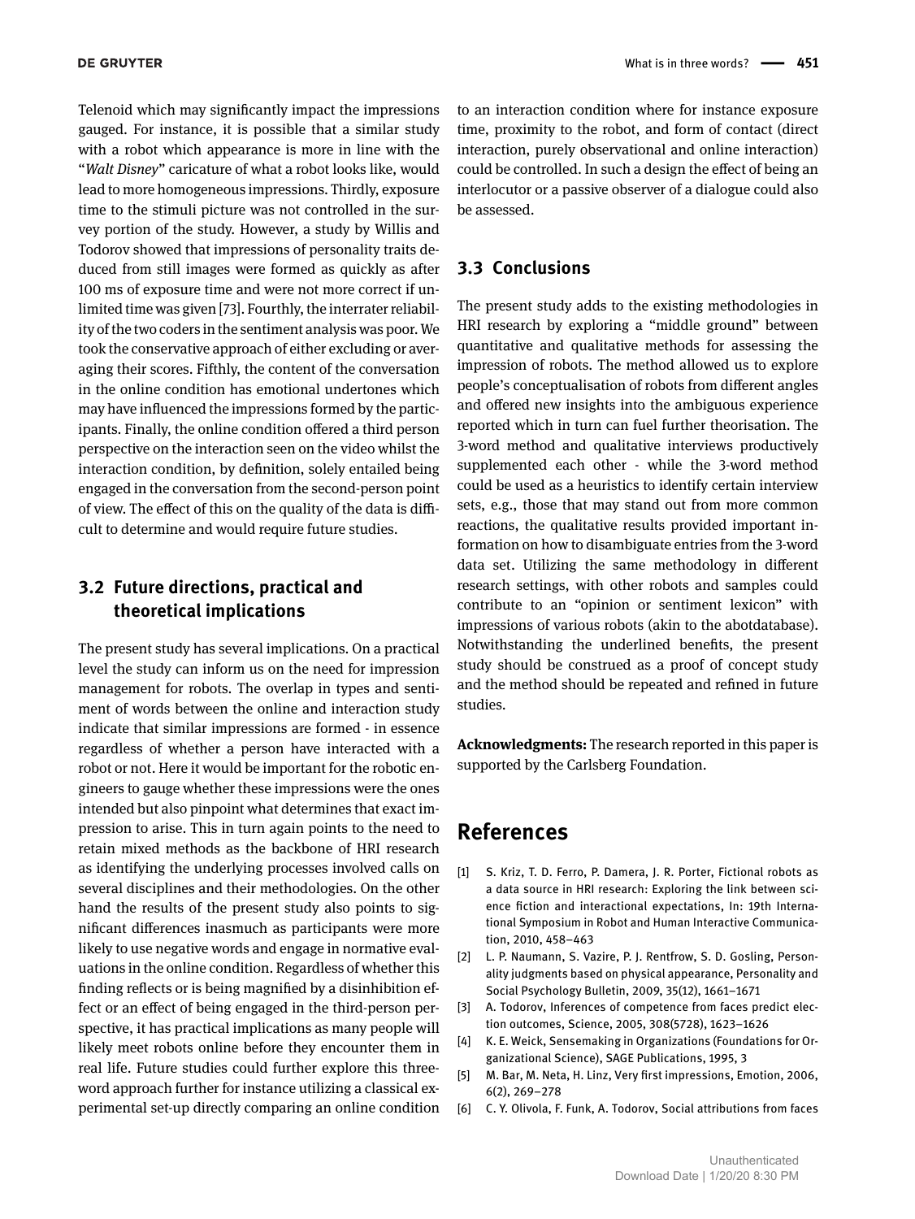Telenoid which may significantly impact the impressions gauged. For instance, it is possible that a similar study with a robot which appearance is more in line with the "*Walt Disney*" caricature of what a robot looks like, would lead to more homogeneous impressions. Thirdly, exposure time to the stimuli picture was not controlled in the survey portion of the study. However, a study by Willis and Todorov showed that impressions of personality traits deduced from still images were formed as quickly as after 100 ms of exposure time and were not more correct if unlimited time was given [73]. Fourthly, the interrater reliability of the two coders in the sentiment analysis was poor. We took the conservative approach of either excluding or averaging their scores. Fifthly, the content of the conversation in the online condition has emotional undertones which may have influenced the impressions formed by the participants. Finally, the online condition offered a third person perspective on the interaction seen on the video whilst the interaction condition, by definition, solely entailed being engaged in the conversation from the second-person point of view. The effect of this on the quality of the data is difficult to determine and would require future studies.

## 3.2 Future directions, practical and theoretical implications

The present study has several implications. On a practical level the study can inform us on the need for impression management for robots. The overlap in types and sentiment of words between the online and interaction study indicate that similar impressions are formed - in essence regardless of whether a person have interacted with a robot or not. Here it would be important for the robotic engineers to gauge whether these impressions were the ones intended but also pinpoint what determines that exact impression to arise. This in turn again points to the need to retain mixed methods as the backbone of HRI research as identifying the underlying processes involved calls on several disciplines and their methodologies. On the other hand the results of the present study also points to significant differences inasmuch as participants were more likely to use negative words and engage in normative evaluations in the online condition. Regardless of whether this finding reflects or is being magnified by a disinhibition effect or an effect of being engaged in the third-person perspective, it has practical implications as many people will likely meet robots online before they encounter them in real life. Future studies could further explore this three-word approach further for instance utilizing a classical experimental set-up directly comparing an online condition to an interaction condition where for instance exposure time, proximity to the robot, and form of contact (direct interaction, purely observational and online interaction) could be controlled. In such a design the effect of being an interlocutor or a passive observer of a dialogue could also be assessed.

## 3.3 Conclusions

The present study adds to the existing methodologies in HRI research by exploring a "middle ground" between quantitative and qualitative methods for assessing the impression of robots. The method allowed us to explore people's conceptualisation of robots from different angles and offered new insights into the ambiguous experience reported which in turn can fuel further theorisation. The 3-word method and qualitative interviews productively supplemented each other - while the 3-word method could be used as a heuristics to identify certain interview sets, e.g., those that may stand out from more common reactions, the qualitative results provided important information on how to disambiguate entries from the 3-word data set. Utilizing the same methodology in different research settings, with other robots and samples could contribute to an "opinion or sentiment lexicon" with impressions of various robots (akin to the abotdatabase). Notwithstanding the underlined benefits, the present study should be construed as a proof of concept study and the method should be repeated and refined in future studies.

**Acknowledgments:** The research reported in this paper is supported by the Carlsberg Foundation.

# References

[1] S. Kriz, T. D. Ferro, P. Damera, J. R. Porter, Fictional robots as a data source in HRI research: Exploring the link between science fiction and interactional expectations, In: 19th International Symposium in Robot and Human Interactive Communication, 2010, 458–463

[2] L. P. Naumann, S. Vazire, P. J. Rentfrow, S. D. Gosling, Personality judgments based on physical appearance, Personality and Social Psychology Bulletin, 2009, 35(12), 1661–1671

[3] A. Todorov, Inferences of competence from faces predict election outcomes, Science, 2005, 308(5728), 1623–1626

[4] K. E. Weick, Sensemaking in Organizations (Foundations for Organizational Science), SAGE Publications, 1995, 3

[5] M. Bar, M. Neta, H. Linz, Very first impressions, Emotion, 2006, 6(2), 269–278

[6] C. Y. Olivola, F. Funk, A. Todorov, Social attributions from faces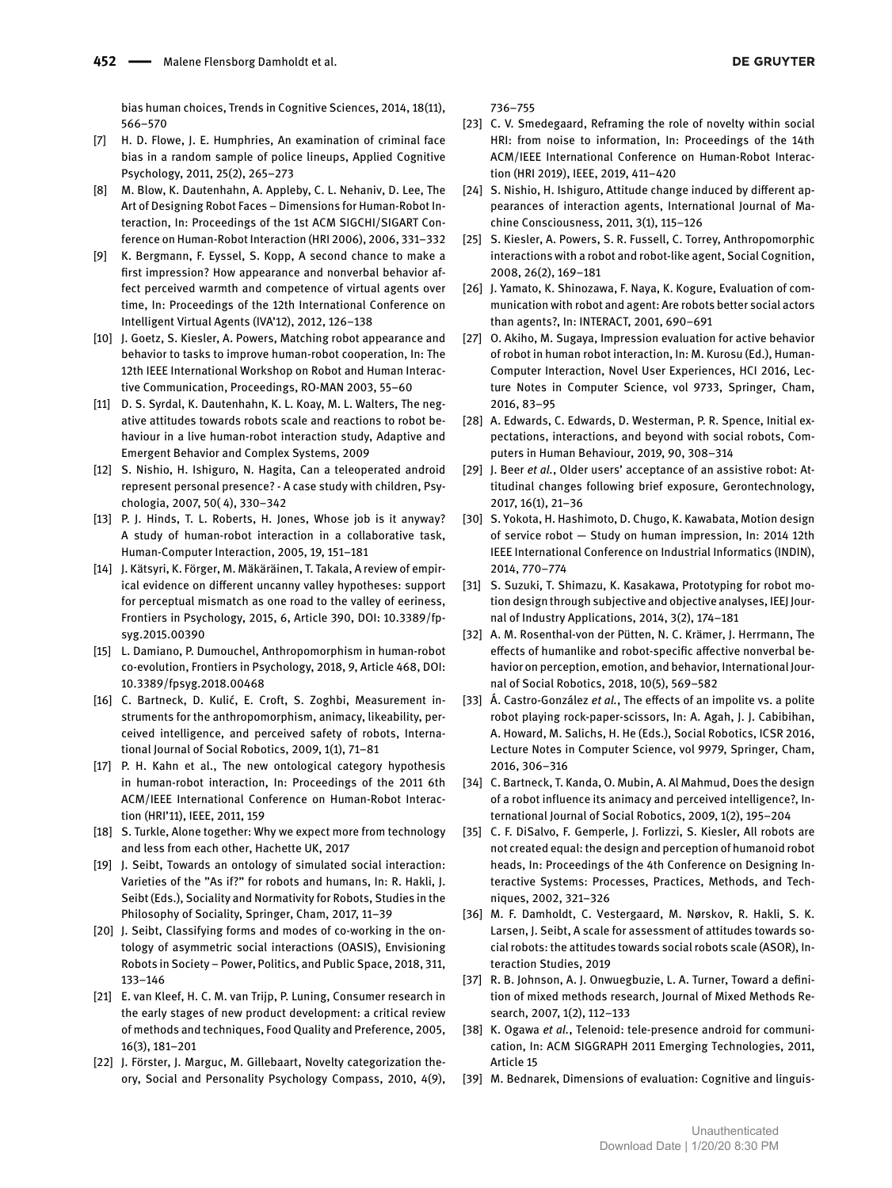bias human choices, Trends in Cognitive Sciences, 2014, 18(11), 566–570

[7] H. D. Flowe, J. E. Humphries, An examination of criminal face bias in a random sample of police lineups, Applied Cognitive Psychology, 2011, 25(2), 265–273

[8] M. Blow, K. Dautenhahn, A. Appleby, C. L. Nehaniv, D. Lee, The Art of Designing Robot Faces – Dimensions for Human-Robot Interaction, In: Proceedings of the 1st ACM SIGCHI/SIGART Conference on Human-Robot Interaction (HRI 2006), 2006, 331–332

[9] K. Bergmann, F. Eyssel, S. Kopp, A second chance to make a first impression? How appearance and nonverbal behavior affect perceived warmth and competence of virtual agents over time, In: Proceedings of the 12th International Conference on Intelligent Virtual Agents (IVA'12), 2012, 126–138

[10] J. Goetz, S. Kiesler, A. Powers, Matching robot appearance and behavior to tasks to improve human-robot cooperation, In: The 12th IEEE International Workshop on Robot and Human Interactive Communication, Proceedings, RO-MAN 2003, 55–60

[11] D. S. Syrdal, K. Dautenhahn, K. L. Koay, M. L. Walters, The negative attitudes towards robots scale and reactions to robot behaviour in a live human-robot interaction study, Adaptive and Emergent Behavior and Complex Systems, 2009

[12] S. Nishio, H. Ishiguro, N. Hagita, Can a teleoperated android represent personal presence? - A case study with children, Psychologia, 2007, 50( 4), 330–342

[13] P. J. Hinds, T. L. Roberts, H. Jones, Whose job is it anyway? A study of human-robot interaction in a collaborative task, Human-Computer Interaction, 2005, 19, 151–181

[14] J. Kätsyri, K. Förger, M. Mäkäräinen, T. Takala, A review of empirical evidence on different uncanny valley hypotheses: support for perceptual mismatch as one road to the valley of eeriness, Frontiers in Psychology, 2015, 6, Article 390, DOI: 10.3389/fpsyg.2015.00390

[15] L. Damiano, P. Dumouchel, Anthropomorphism in human-robot co-evolution, Frontiers in Psychology, 2018, 9, Article 468, DOI: 10.3389/fpsyg.2018.00468

[16] C. Bartneck, D. Kulić, E. Croft, S. Zoghbi, Measurement instruments for the anthropomorphism, animacy, likeability, perceived intelligence, and perceived safety of robots, International Journal of Social Robotics, 2009, 1(1), 71–81

[17] P. H. Kahn et al., The new ontological category hypothesis in human-robot interaction, In: Proceedings of the 2011 6th ACM/IEEE International Conference on Human-Robot Interaction (HRI'11), IEEE, 2011, 159

[18] S. Turkle, Alone together: Why we expect more from technology and less from each other, Hachette UK, 2017

[19] J. Seibt, Towards an ontology of simulated social interaction: Varieties of the "As if?" for robots and humans, In: R. Hakli, J. Seibt (Eds.), Sociality and Normativity for Robots, Studies in the Philosophy of Sociality, Springer, Cham, 2017, 11–39

[20] J. Seibt, Classifying forms and modes of co-working in the ontology of asymmetric social interactions (OASIS), Envisioning Robots in Society – Power, Politics, and Public Space, 2018, 311, 133–146

[21] E. van Kleef, H. C. M. van Trijp, P. Luning, Consumer research in the early stages of new product development: a critical review of methods and techniques, Food Quality and Preference, 2005, 16(3), 181–201

[22] J. Förster, J. Marguc, M. Gillebaart, Novelty categorization theory, Social and Personality Psychology Compass, 2010, 4(9), 736–755

[23] C. V. Smedegaard, Reframing the role of novelty within social HRI: from noise to information, In: Proceedings of the 14th ACM/IEEE International Conference on Human-Robot Interaction (HRI 2019), IEEE, 2019, 411–420

[24] S. Nishio, H. Ishiguro, Attitude change induced by different appearances of interaction agents, International Journal of Machine Consciousness, 2011, 3(1), 115–126

[25] S. Kiesler, A. Powers, S. R. Fussell, C. Torrey, Anthropomorphic interactions with a robot and robot-like agent, Social Cognition, 2008, 26(2), 169–181

[26] J. Yamato, K. Shinozawa, F. Naya, K. Kogure, Evaluation of communication with robot and agent: Are robots better social actors than agents?, In: INTERACT, 2001, 690–691

[27] O. Akiho, M. Sugaya, Impression evaluation for active behavior of robot in human robot interaction, In: M. Kurosu (Ed.), Human-Computer Interaction, Novel User Experiences, HCI 2016, Lecture Notes in Computer Science, vol 9733, Springer, Cham, 2016, 83–95

[28] A. Edwards, C. Edwards, D. Westerman, P. R. Spence, Initial expectations, interactions, and beyond with social robots, Computers in Human Behaviour, 2019, 90, 308–314

[29] J. Beer *et al.*, Older users' acceptance of an assistive robot: Attitudinal changes following brief exposure, Gerontechnology, 2017, 16(1), 21–36

[30] S. Yokota, H. Hashimoto, D. Chugo, K. Kawabata, Motion design of service robot — Study on human impression, In: 2014 12th IEEE International Conference on Industrial Informatics (INDIN), 2014, 770–774

[31] S. Suzuki, T. Shimazu, K. Kasakawa, Prototyping for robot motion design through subjective and objective analyses, IEEJ Journal of Industry Applications, 2014, 3(2), 174–181

[32] A. M. Rosenthal-von der Pütten, N. C. Krämer, J. Herrmann, The effects of humanlike and robot-specific affective nonverbal behavior on perception, emotion, and behavior, International Journal of Social Robotics, 2018, 10(5), 569–582

[33] Á. Castro-González *et al.*, The effects of an impolite vs. a polite robot playing rock-paper-scissors, In: A. Agah, J. J. Cabibihan, A. Howard, M. Salichs, H. He (Eds.), Social Robotics, ICSR 2016, Lecture Notes in Computer Science, vol 9979, Springer, Cham, 2016, 306–316

[34] C. Bartneck, T. Kanda, O. Mubin, A. Al Mahmud, Does the design of a robot influence its animacy and perceived intelligence?, International Journal of Social Robotics, 2009, 1(2), 195–204

[35] C. F. DiSalvo, F. Gemperle, J. Forlizzi, S. Kiesler, All robots are not created equal: the design and perception of humanoid robot heads, In: Proceedings of the 4th Conference on Designing Interactive Systems: Processes, Practices, Methods, and Techniques, 2002, 321–326

[36] M. F. Damholdt, C. Vestergaard, M. Nørskov, R. Hakli, S. K. Larsen, J. Seibt, A scale for assessment of attitudes towards social robots: the attitudes towards social robots scale (ASOR), Interaction Studies, 2019

[37] R. B. Johnson, A. J. Onwuegbuzie, L. A. Turner, Toward a definition of mixed methods research, Journal of Mixed Methods Research, 2007, 1(2), 112–133

[38] K. Ogawa *et al.*, Telenoid: tele-presence android for communication, In: ACM SIGGRAPH 2011 Emerging Technologies, 2011, Article 15

[39] M. Bednarek, Dimensions of evaluation: Cognitive and linguis-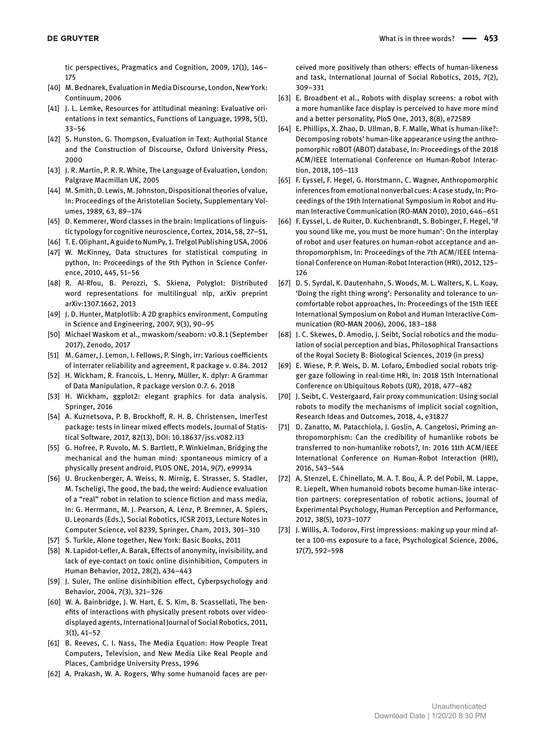tic perspectives, Pragmatics and Cognition, 2009, 17(1), 146–175

[40] M. Bednarek, Evaluation in Media Discourse, London, New York: Continuum, 2006

[41] J. L. Lemke, Resources for attitudinal meaning: Evaluative orientations in text semantics, Functions of Language, 1998, 5(1), 33–56

[42] S. Hunston, G. Thompson, Evaluation in Text: Authorial Stance and the Construction of Discourse, Oxford University Press, 2000

[43] J. R. Martin, P. R. R. White, The Language of Evaluation, London: Palgrave Macmillan UK, 2005

[44] M. Smith, D. Lewis, M. Johnston, Dispositional theories of value, In: Proceedings of the Aristotelian Society, Supplementary Volumes, 1989, 63, 89–174

[45] D. Kemmerer, Word classes in the brain: Implications of linguistic typology for cognitive neuroscience, Cortex, 2014, 58, 27–51,

[46] T. E. Oliphant, A guide to NumPy, 1. Trelgol Publishing USA, 2006

[47] W. McKinney, Data structures for statistical computing in python, In: Proceedings of the 9th Python in Science Conference, 2010, 445, 51–56

[48] R. Al-Rfou, B. Perozzi, S. Skiena, Polyglot: Distributed word representations for multilingual nlp, arXiv preprint arXiv:1307.1662, 2013

[49] J. D. Hunter, Matplotlib: A 2D graphics environment, Computing in Science and Engineering, 2007, 9(3), 90–95

[50] Michael Waskom et al., mwaskom/seaborn: v0.8.1 (September 2017), Zenodo, 2017

[51] M. Gamer, J. Lemon, I. Fellows, P. Singh, irr: Various coefficients of interrater reliability and agreement, R package v. 0.84. 2012

[52] H. Wickham, R. Francois, L. Henry, Müller, K. dplyr: A Grammar of Data Manipulation, R package version 0.7. 6. 2018

[53] H. Wickham, ggplot2: elegant graphics for data analysis. Springer, 2016

[54] A. Kuznetsova, P. B. Brockhoff, R. H. B. Christensen, lmerTest package: tests in linear mixed effects models, Journal of Statistical Software, 2017, 82(13), DOI: 10.18637/jss.v082.i13

[55] G. Hofree, P. Ruvolo, M. S. Bartlett, P. Winkielman, Bridging the mechanical and the human mind: spontaneous mimicry of a physically present android, PLOS ONE, 2014, 9(7), e99934

[56] U. Bruckenberger, A. Weiss, N. Mirnig, E. Strasser, S. Stadler, M. Tscheligi, The good, the bad, the weird: Audience evaluation of a "real" robot in relation to science fiction and mass media, In: G. Herrmann, M. J. Pearson, A. Lenz, P. Bremner, A. Spiers, U. Leonards (Eds.), Social Robotics, ICSR 2013, Lecture Notes in Computer Science, vol 8239, Springer, Cham, 2013, 301–310

[57] S. Turkle, Alone together, New York: Basic Books, 2011

[58] N. Lapidot-Lefler, A. Barak, Effects of anonymity, invisibility, and lack of eye-contact on toxic online disinhibition, Computers in Human Behavior, 2012, 28(2), 434–443

[59] J. Suler, The online disinhibition effect, Cyberpsychology and Behavior, 2004, 7(3), 321–326

[60] W. A. Bainbridge, J. W. Hart, E. S. Kim, B. Scassellati, The benefits of interactions with physically present robots over video-displayed agents, International Journal of Social Robotics, 2011, 3(1), 41–52

[61] B. Reeves, C. I. Nass, The Media Equation: How People Treat Computers, Television, and New Media Like Real People and Places, Cambridge University Press, 1996

[62] A. Prakash, W. A. Rogers, Why some humanoid faces are perceived more positively than others: effects of human-likeness and task, International Journal of Social Robotics, 2015, 7(2), 309–331

[63] E. Broadbent et al., Robots with display screens: a robot with a more humanlike face display is perceived to have more mind and a better personality, PloS One, 2013, 8(8), e72589

[64] E. Phillips, X. Zhao, D. Ullman, B. F. Malle, What is human-like?: Decomposing robots' human-like appearance using the anthropomorphic roBOT (ABOT) database, In: Proceedings of the 2018 ACM/IEEE International Conference on Human-Robot Interaction, 2018, 105–113

[65] F. Eyssel, F. Hegel, G. Horstmann, C. Wagner, Anthropomorphic inferences from emotional nonverbal cues: A case study, In: Proceedings of the 19th International Symposium in Robot and Human Interactive Communication (RO-MAN 2010), 2010, 646–651

[66] F. Eyssel, L. de Ruiter, D. Kuchenbrandt, S. Bobinger, F. Hegel, 'If you sound like me, you must be more human': On the interplay of robot and user features on human-robot acceptance and anthropomorphism, In: Proceedings of the 7th ACM/IEEE International Conference on Human-Robot Interaction (HRI), 2012, 125–126

[67] D. S. Syrdal, K. Dautenhahn, S. Woods, M. L. Walters, K. L. Koay, 'Doing the right thing wrong': Personality and tolerance to uncomfortable robot approaches, In: Proceedings of the 15th IEEE International Symposium on Robot and Human Interactive Communication (RO-MAN 2006), 2006, 183–188

[68] J. C. Skewes, D. Amodio, J. Seibt, Social robotics and the modulation of social perception and bias, Philosophical Transactions of the Royal Society B: Biological Sciences, 2019 (in press)

[69] E. Wiese, P. P. Weis, D. M. Lofaro, Embodied social robots trigger gaze following in real-time HRI, In: 2018 15th International Conference on Ubiquitous Robots (UR), 2018, 477–482

[70] J. Seibt, C. Vestergaard, Fair proxy communication: Using social robots to modify the mechanisms of implicit social cognition, Research Ideas and Outcomes, 2018, 4, e31827

[71] D. Zanatto, M. Patacchiola, J. Goslin, A. Cangelosi, Priming anthropomorphism: Can the credibility of humanlike robots be transferred to non-humanlike robots?, In: 2016 11th ACM/IEEE International Conference on Human-Robot Interaction (HRI), 2016, 543–544

[72] A. Stenzel, E. Chinellato, M. A. T. Bou, Á. P. del Pobil, M. Lappe, R. Liepelt, When humanoid robots become human-like interaction partners: corepresentation of robotic actions, Journal of Experimental Psychology, Human Perception and Performance, 2012, 38(5), 1073–1077

[73] J. Willis, A. Todorov, First impressions: making up your mind after a 100-ms exposure to a face, Psychological Science, 2006, 17(7), 592–598